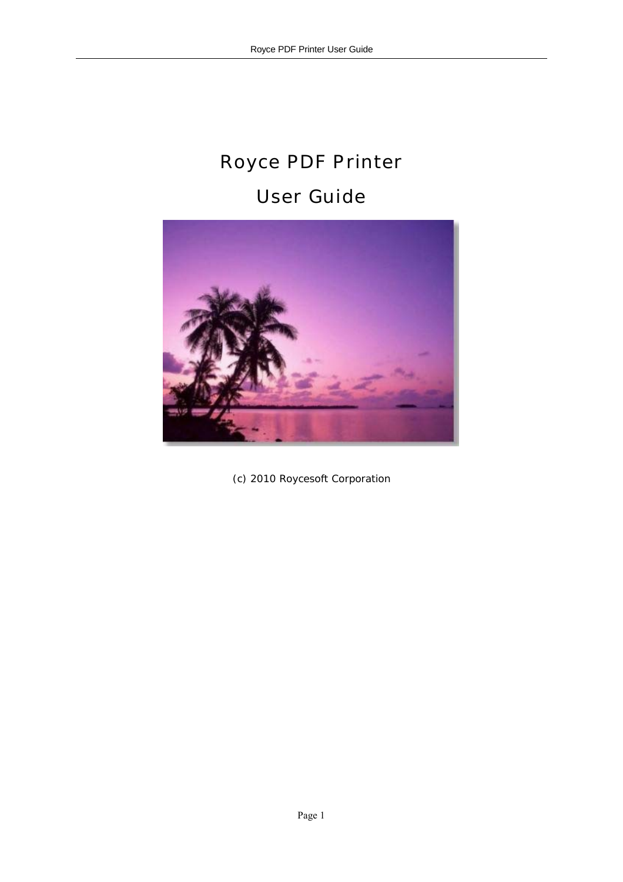# Royce PDF Printer

# User Guide

(c) 2010 Roycesoft Corporation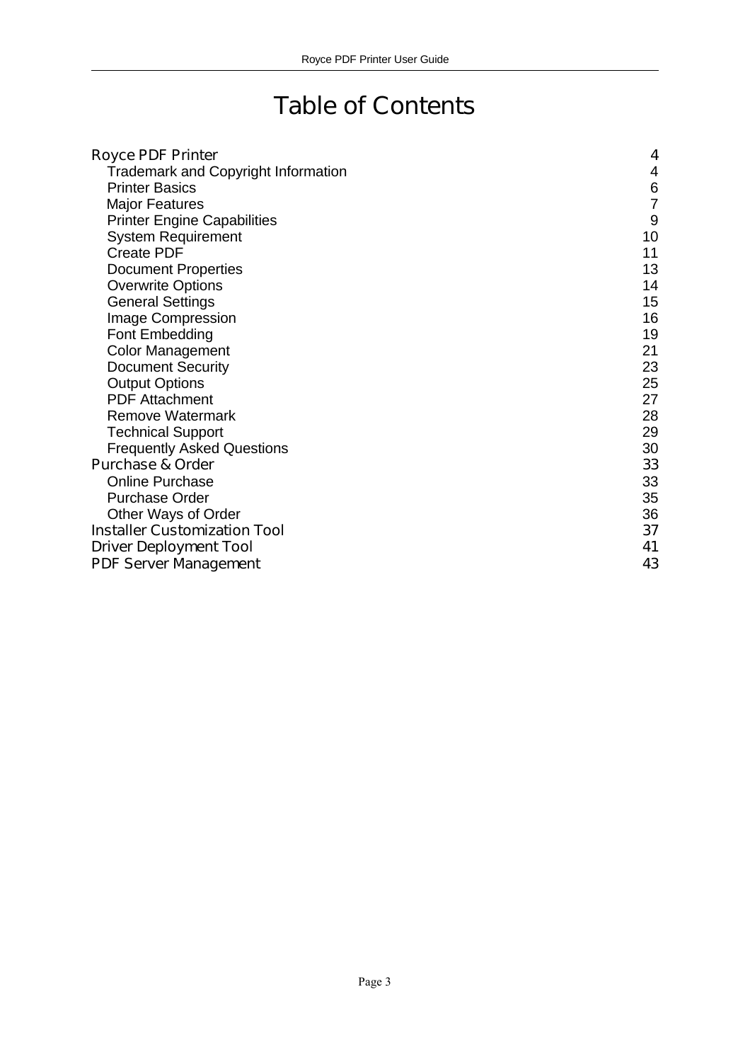# Table of Contents

- Royce PDF Printer 4
  - Trademark and Copyright Information 4
  - Printer Basics 6
  - Major Features 7
  - Printer Engine Capabilities 9
  - System Requirement 10
  - Create PDF 11
  - Document Properties 13
  - Overwrite Options 14
  - General Settings 15
  - Image Compression 16
  - Font Embedding 19
  - Color Management 21
  - Document Security 23
  - Output Options 25
  - PDF Attachment 27
  - Remove Watermark 28
  - Technical Support 29
  - Frequently Asked Questions 30
- Purchase & Order 33
  - Online Purchase 33
  - Purchase Order 35
  - Other Ways of Order 36
- Installer Customization Tool 37
- Driver Deployment Tool 41
- PDF Server Management 43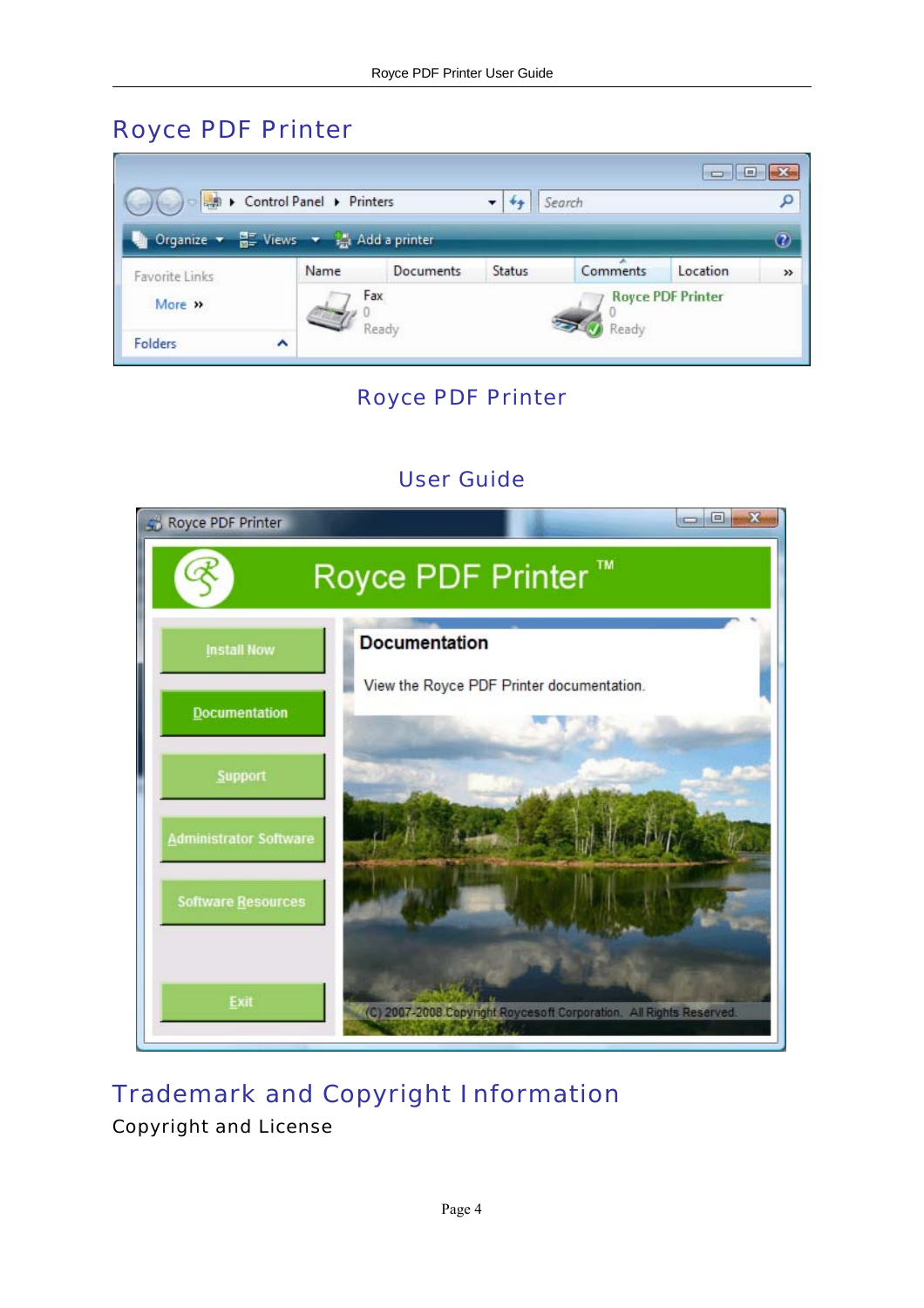# Royce PDF Printer

Royce PDF Printer

User Guide

# Trademark and Copyright Information

Copyright and License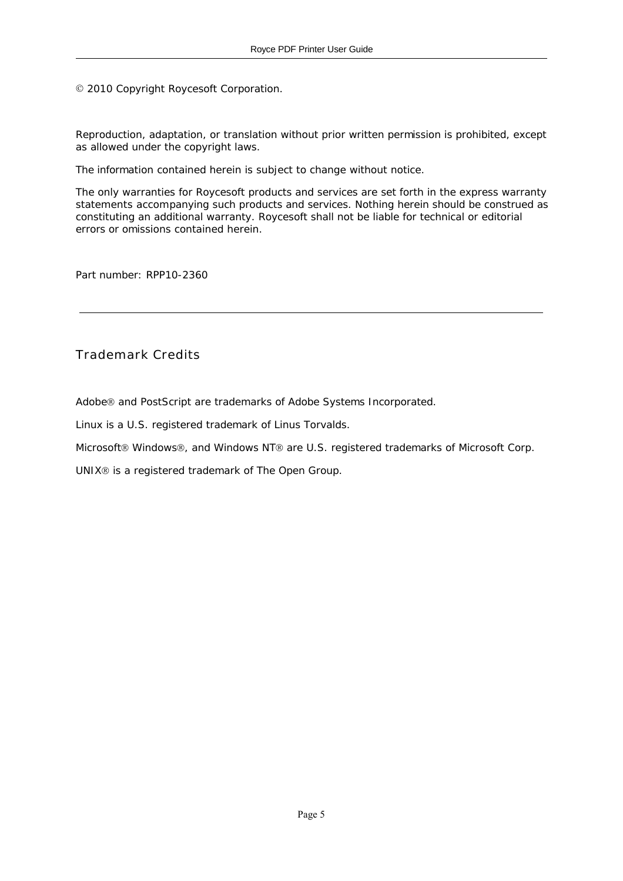© 2010 Copyright Roycesoft Corporation.

Reproduction, adaptation, or translation without prior written permission is prohibited, except as allowed under the copyright laws.

The information contained herein is subject to change without notice.

The only warranties for Roycesoft products and services are set forth in the express warranty statements accompanying such products and services. Nothing herein should be construed as constituting an additional warranty. Roycesoft shall not be liable for technical or editorial errors or omissions contained herein.

Part number: RPP10-2360

---

## Trademark Credits

Adobe® and PostScript are trademarks of Adobe Systems Incorporated.

Linux is a U.S. registered trademark of Linus Torvalds.

Microsoft® Windows®, and Windows NT® are U.S. registered trademarks of Microsoft Corp.

UNIX® is a registered trademark of The Open Group.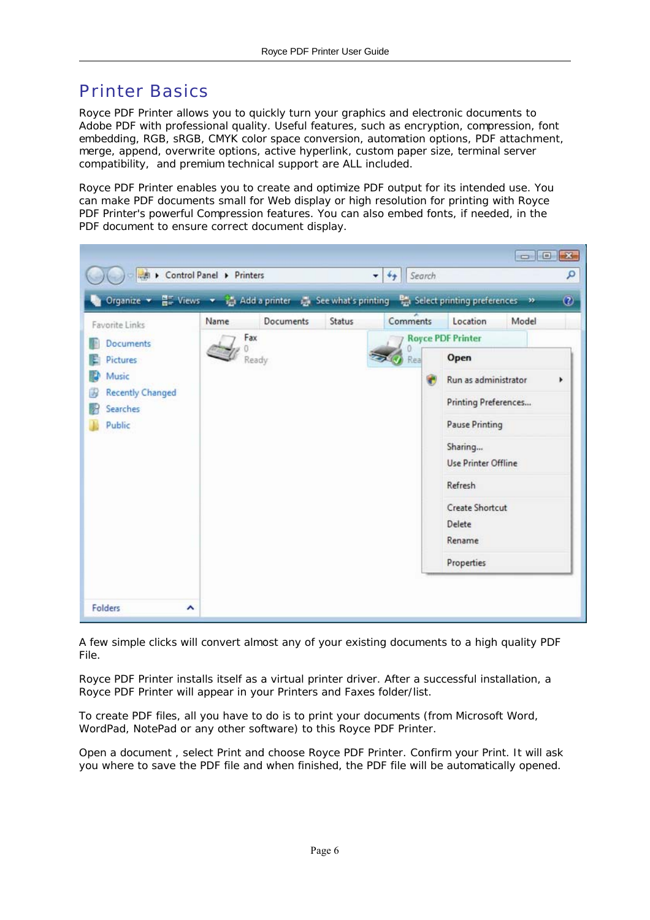# Printer Basics

Royce PDF Printer allows you to quickly turn your graphics and electronic documents to Adobe PDF with professional quality. Useful features, such as encryption, compression, font embedding, RGB, sRGB, CMYK color space conversion, automation options, PDF attachment, merge, append, overwrite options, active hyperlink, custom paper size, terminal server compatibility, and premium technical support are ALL included.

Royce PDF Printer enables you to create and optimize PDF output for its intended use. You can make PDF documents small for Web display or high resolution for printing with Royce PDF Printer's powerful Compression features. You can also embed fonts, if needed, in the PDF document to ensure correct document display.

A few simple clicks will convert almost any of your existing documents to a high quality PDF File.

Royce PDF Printer installs itself as a virtual printer driver. After a successful installation, a Royce PDF Printer will appear in your Printers and Faxes folder/list.

To create PDF files, all you have to do is to print your documents (from Microsoft Word, WordPad, NotePad or any other software) to this Royce PDF Printer.

Open a document , select Print and choose Royce PDF Printer. Confirm your Print. It will ask you where to save the PDF file and when finished, the PDF file will be automatically opened.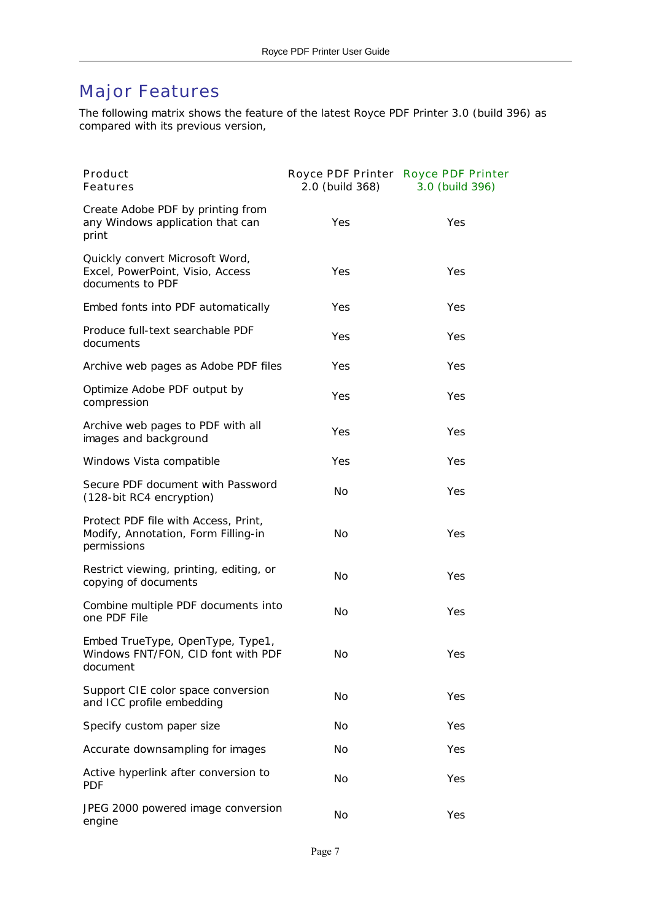## Major Features

The following matrix shows the feature of the latest Royce PDF Printer 3.0 (build 396) as compared with its previous version,

| Product Features | Royce PDF Printer 2.0 (build 368) | Royce PDF Printer 3.0 (build 396) |
|---|---|---|
| Create Adobe PDF by printing from any Windows application that can print | Yes | Yes |
| Quickly convert Microsoft Word, Excel, PowerPoint, Visio, Access documents to PDF | Yes | Yes |
| Embed fonts into PDF automatically | Yes | Yes |
| Produce full-text searchable PDF documents | Yes | Yes |
| Archive web pages as Adobe PDF files | Yes | Yes |
| Optimize Adobe PDF output by compression | Yes | Yes |
| Archive web pages to PDF with all images and background | Yes | Yes |
| Windows Vista compatible | Yes | Yes |
| Secure PDF document with Password (128-bit RC4 encryption) | No | Yes |
| Protect PDF file with Access, Print, Modify, Annotation, Form Filling-in permissions | No | Yes |
| Restrict viewing, printing, editing, or copying of documents | No | Yes |
| Combine multiple PDF documents into one PDF File | No | Yes |
| Embed TrueType, OpenType, Type1, Windows FNT/FON, CID font with PDF document | No | Yes |
| Support CIE color space conversion and ICC profile embedding | No | Yes |
| Specify custom paper size | No | Yes |
| Accurate downsampling for images | No | Yes |
| Active hyperlink after conversion to PDF | No | Yes |
| JPEG 2000 powered image conversion engine | No | Yes |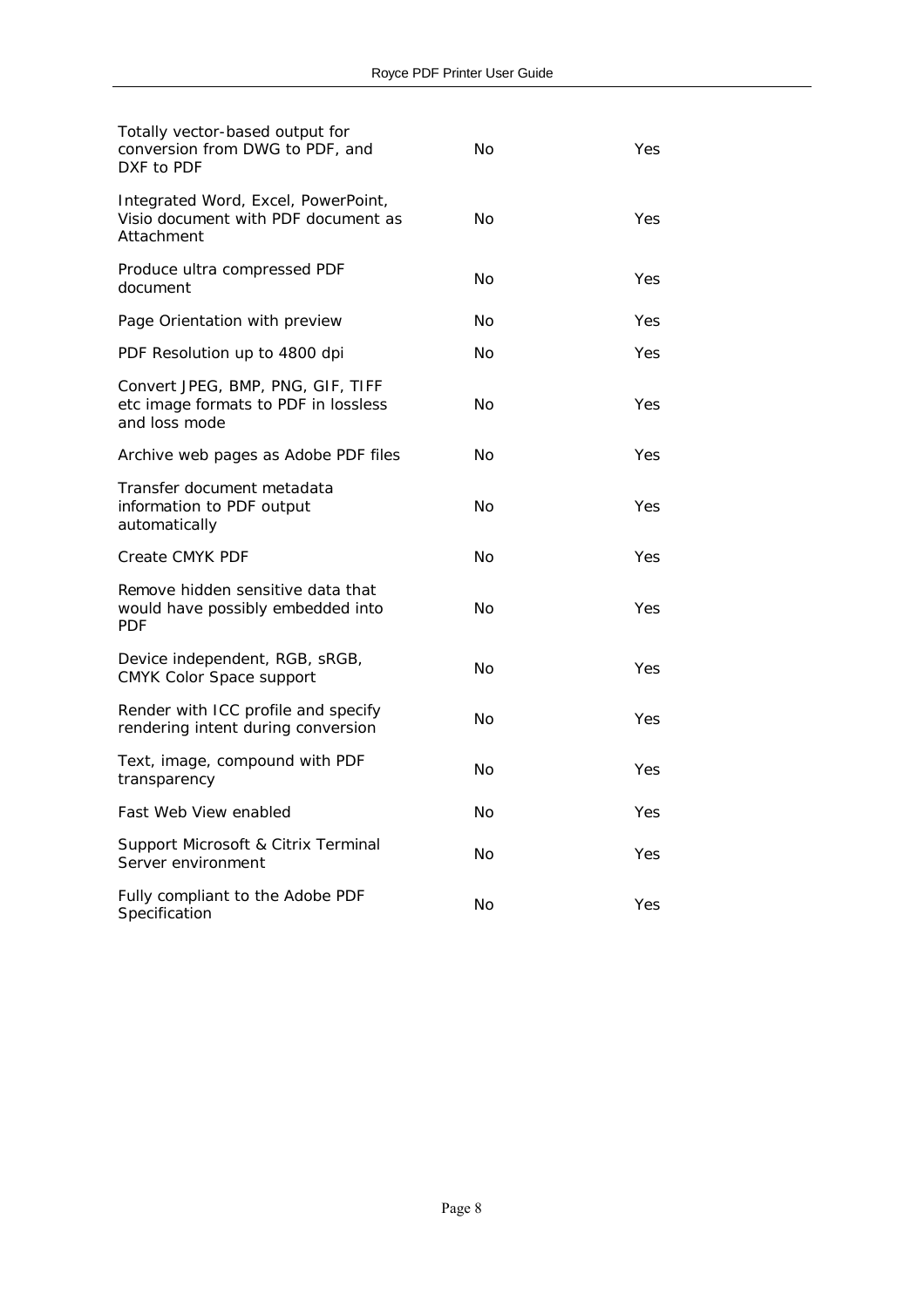| | | |
|---|---|---|
| Totally vector-based output for conversion from DWG to PDF, and DXF to PDF | No | Yes |
| Integrated Word, Excel, PowerPoint, Visio document with PDF document as Attachment | No | Yes |
| Produce ultra compressed PDF document | No | Yes |
| Page Orientation with preview | No | Yes |
| PDF Resolution up to 4800 dpi | No | Yes |
| Convert JPEG, BMP, PNG, GIF, TIFF etc image formats to PDF in lossless and loss mode | No | Yes |
| Archive web pages as Adobe PDF files | No | Yes |
| Transfer document metadata information to PDF output automatically | No | Yes |
| Create CMYK PDF | No | Yes |
| Remove hidden sensitive data that would have possibly embedded into PDF | No | Yes |
| Device independent, RGB, sRGB, CMYK Color Space support | No | Yes |
| Render with ICC profile and specify rendering intent during conversion | No | Yes |
| Text, image, compound with PDF transparency | No | Yes |
| Fast Web View enabled | No | Yes |
| Support Microsoft & Citrix Terminal Server environment | No | Yes |
| Fully compliant to the Adobe PDF Specification | No | Yes |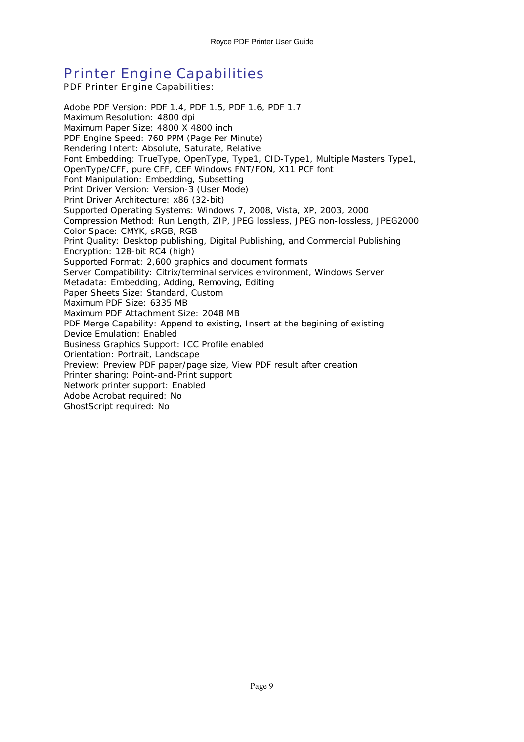# Printer Engine Capabilities

PDF Printer Engine Capabilities:

Adobe PDF Version: PDF 1.4, PDF 1.5, PDF 1.6, PDF 1.7
Maximum Resolution: 4800 dpi
Maximum Paper Size: 4800 X 4800 inch
PDF Engine Speed: 760 PPM (Page Per Minute)
Rendering Intent: Absolute, Saturate, Relative
Font Embedding: TrueType, OpenType, Type1, CID-Type1, Multiple Masters Type1, OpenType/CFF, pure CFF, CEF Windows FNT/FON, X11 PCF font
Font Manipulation: Embedding, Subsetting
Print Driver Version: Version-3 (User Mode)
Print Driver Architecture: x86 (32-bit)
Supported Operating Systems: Windows 7, 2008, Vista, XP, 2003, 2000
Compression Method: Run Length, ZIP, JPEG lossless, JPEG non-lossless, JPEG2000
Color Space: CMYK, sRGB, RGB
Print Quality: Desktop publishing, Digital Publishing, and Commercial Publishing
Encryption: 128-bit RC4 (high)
Supported Format: 2,600 graphics and document formats
Server Compatibility: Citrix/terminal services environment, Windows Server
Metadata: Embedding, Adding, Removing, Editing
Paper Sheets Size: Standard, Custom
Maximum PDF Size: 6335 MB
Maximum PDF Attachment Size: 2048 MB
PDF Merge Capability: Append to existing, Insert at the begining of existing
Device Emulation: Enabled
Business Graphics Support: ICC Profile enabled
Orientation: Portrait, Landscape
Preview: Preview PDF paper/page size, View PDF result after creation
Printer sharing: Point-and-Print support
Network printer support: Enabled
Adobe Acrobat required: No
GhostScript required: No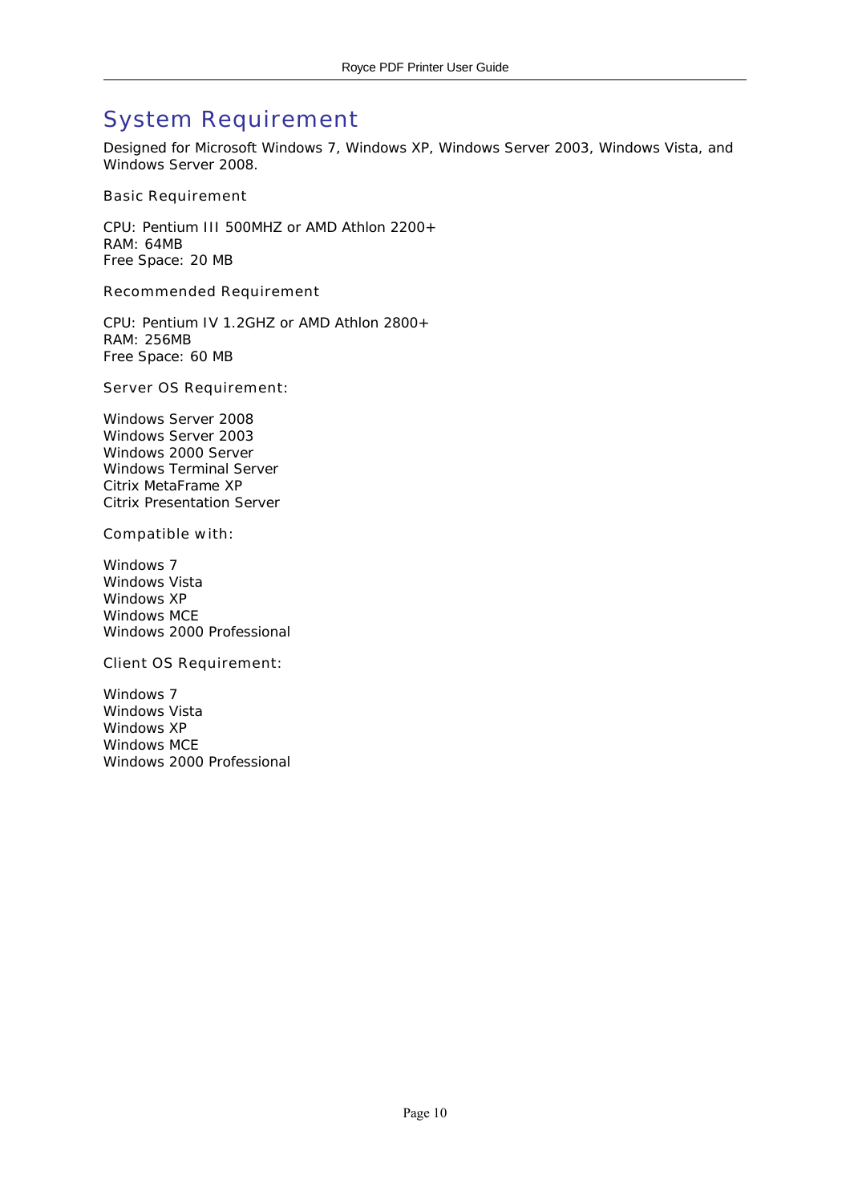# System Requirement

Designed for Microsoft Windows 7, Windows XP, Windows Server 2003, Windows Vista, and Windows Server 2008.

### Basic Requirement

CPU: Pentium III 500MHZ or AMD Athlon 2200+
RAM: 64MB
Free Space: 20 MB

### Recommended Requirement

CPU: Pentium IV 1.2GHZ or AMD Athlon 2800+
RAM: 256MB
Free Space: 60 MB

### Server OS Requirement:

Windows Server 2008
Windows Server 2003
Windows 2000 Server
Windows Terminal Server
Citrix MetaFrame XP
Citrix Presentation Server

### Compatible with:

Windows 7
Windows Vista
Windows XP
Windows MCE
Windows 2000 Professional

### Client OS Requirement:

Windows 7
Windows Vista
Windows XP
Windows MCE
Windows 2000 Professional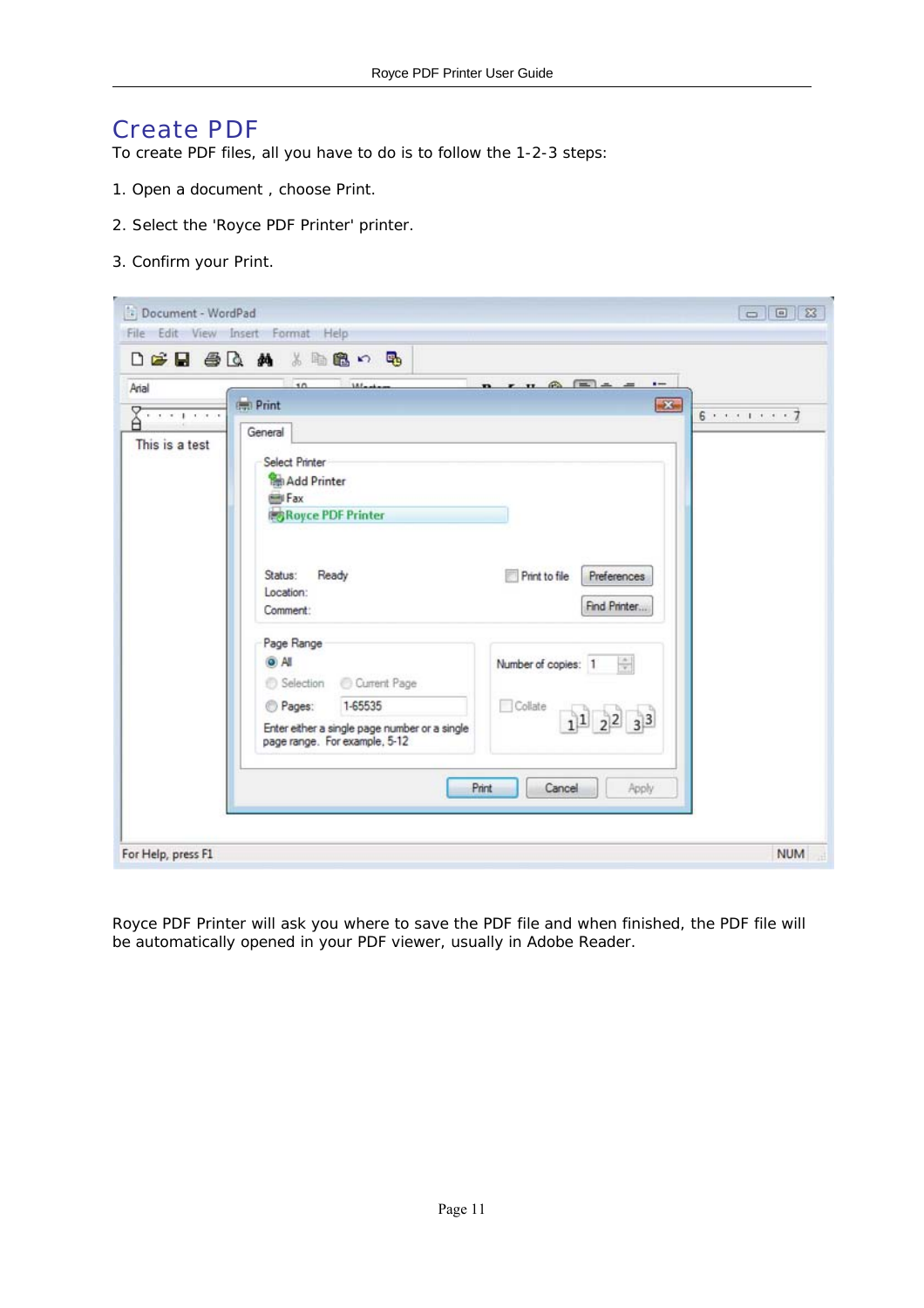# Create PDF

To create PDF files, all you have to do is to follow the 1-2-3 steps:

1. Open a document , choose Print.

2. Select the 'Royce PDF Printer' printer.

3. Confirm your Print.

Royce PDF Printer will ask you where to save the PDF file and when finished, the PDF file will be automatically opened in your PDF viewer, usually in Adobe Reader.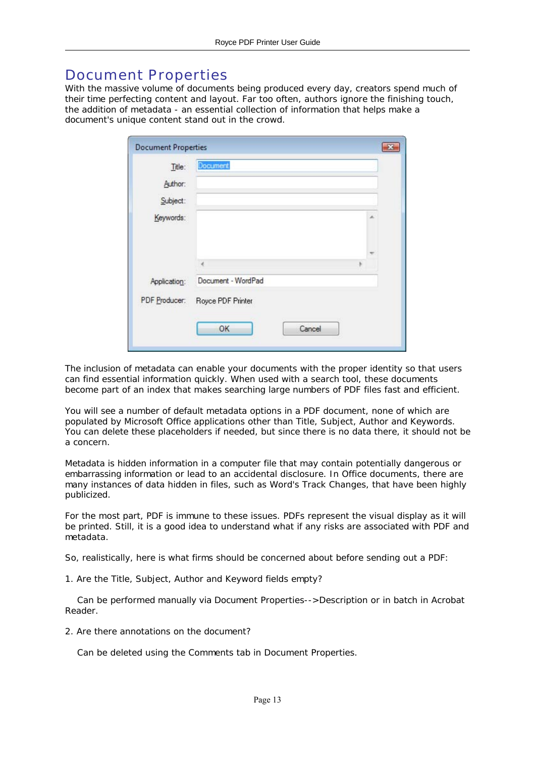# Document Properties

With the massive volume of documents being produced every day, creators spend much of their time perfecting content and layout. Far too often, authors ignore the finishing touch, the addition of metadata - an essential collection of information that helps make a document's unique content stand out in the crowd.

The inclusion of metadata can enable your documents with the proper identity so that users can find essential information quickly. When used with a search tool, these documents become part of an index that makes searching large numbers of PDF files fast and efficient.

You will see a number of default metadata options in a PDF document, none of which are populated by Microsoft Office applications other than Title, Subject, Author and Keywords. You can delete these placeholders if needed, but since there is no data there, it should not be a concern.

Metadata is hidden information in a computer file that may contain potentially dangerous or embarrassing information or lead to an accidental disclosure. In Office documents, there are many instances of data hidden in files, such as Word's Track Changes, that have been highly publicized.

For the most part, PDF is immune to these issues. PDFs represent the visual display as it will be printed. Still, it is a good idea to understand what if any risks are associated with PDF and metadata.

So, realistically, here is what firms should be concerned about before sending out a PDF:

1. Are the Title, Subject, Author and Keyword fields empty?

   Can be performed manually via Document Properties-->Description or in batch in Acrobat Reader.

2. Are there annotations on the document?

   Can be deleted using the Comments tab in Document Properties.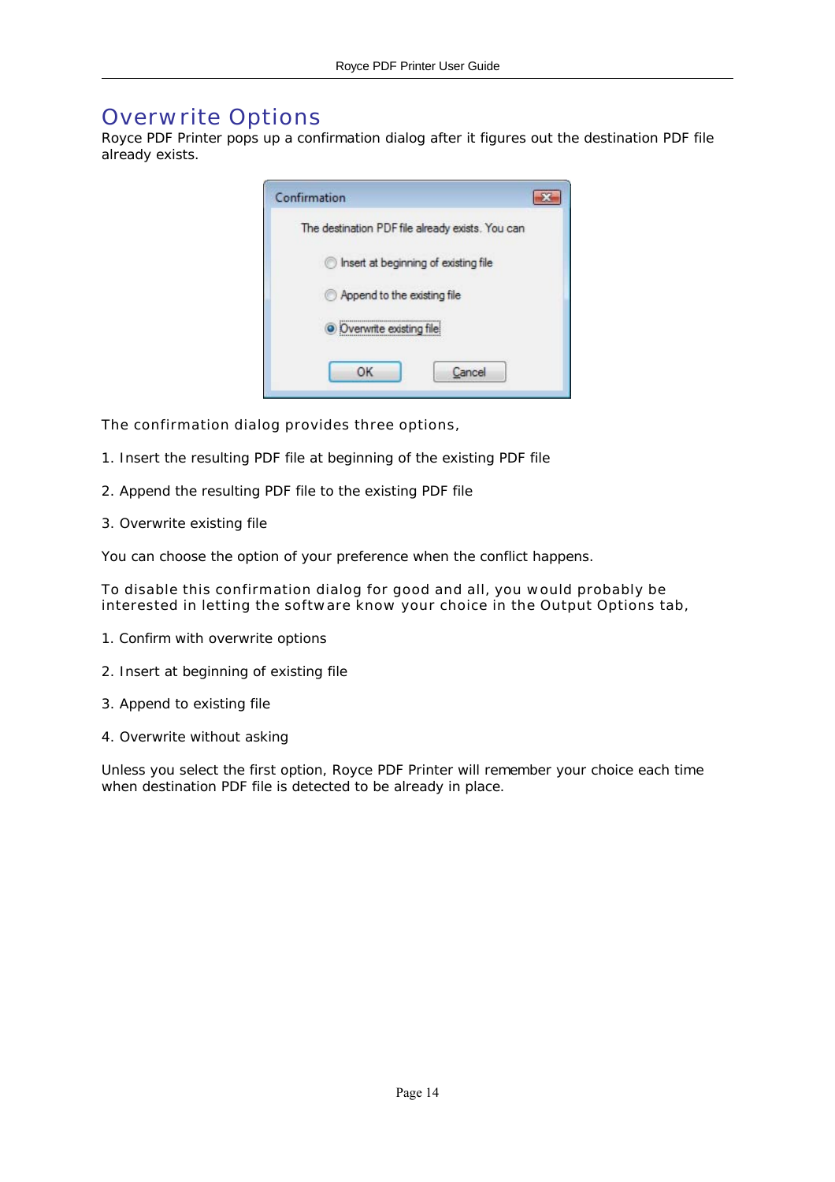# Overwrite Options

Royce PDF Printer pops up a confirmation dialog after it figures out the destination PDF file already exists.

The confirmation dialog provides three options,

1. Insert the resulting PDF file at beginning of the existing PDF file

2. Append the resulting PDF file to the existing PDF file

3. Overwrite existing file

You can choose the option of your preference when the conflict happens.

To disable this confirmation dialog for good and all, you would probably be interested in letting the software know your choice in the Output Options tab,

1. Confirm with overwrite options

2. Insert at beginning of existing file

3. Append to existing file

4. Overwrite without asking

Unless you select the first option, Royce PDF Printer will remember your choice each time when destination PDF file is detected to be already in place.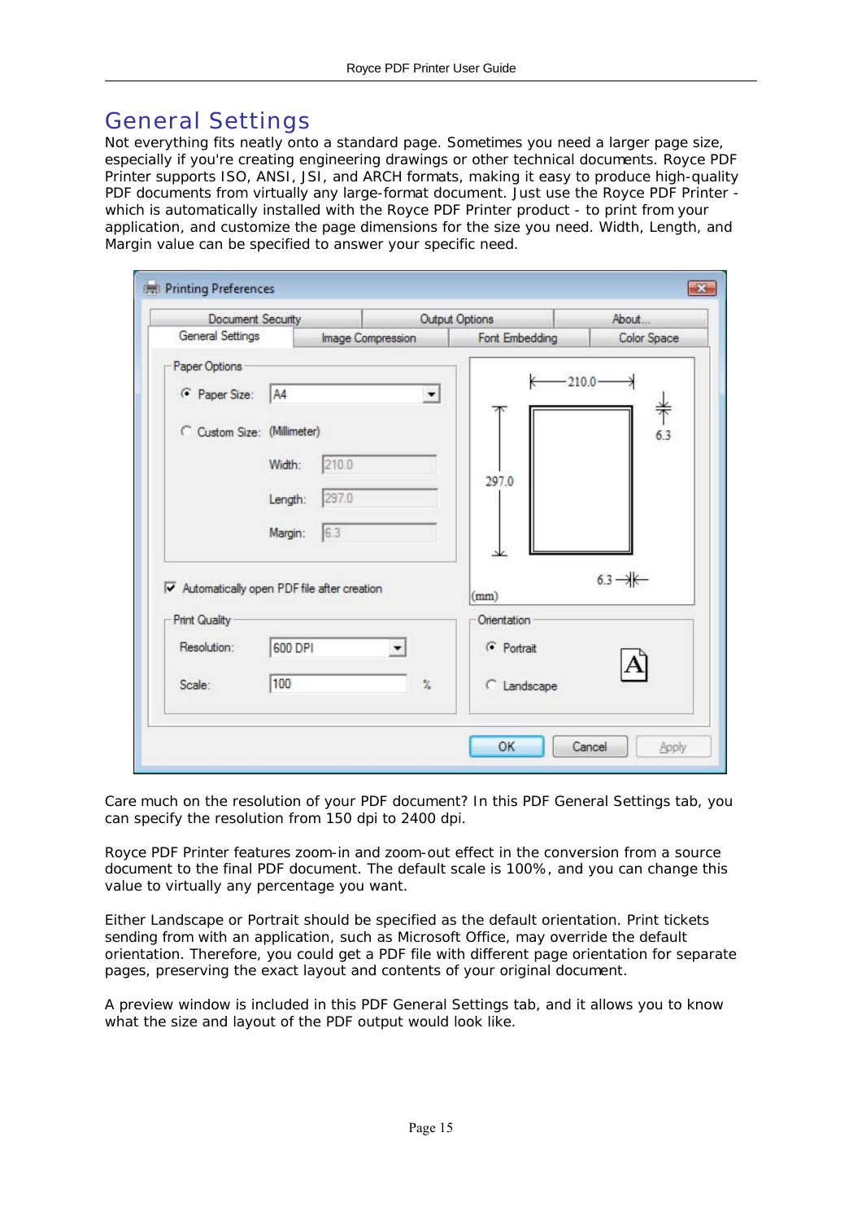# General Settings

Not everything fits neatly onto a standard page. Sometimes you need a larger page size, especially if you're creating engineering drawings or other technical documents. Royce PDF Printer supports ISO, ANSI, JSI, and ARCH formats, making it easy to produce high-quality PDF documents from virtually any large-format document. Just use the Royce PDF Printer - which is automatically installed with the Royce PDF Printer product - to print from your application, and customize the page dimensions for the size you need. Width, Length, and Margin value can be specified to answer your specific need.

Care much on the resolution of your PDF document? In this PDF General Settings tab, you can specify the resolution from 150 dpi to 2400 dpi.

Royce PDF Printer features zoom-in and zoom-out effect in the conversion from a source document to the final PDF document. The default scale is 100%, and you can change this value to virtually any percentage you want.

Either Landscape or Portrait should be specified as the default orientation. Print tickets sending from with an application, such as Microsoft Office, may override the default orientation. Therefore, you could get a PDF file with different page orientation for separate pages, preserving the exact layout and contents of your original document.

A preview window is included in this PDF General Settings tab, and it allows you to know what the size and layout of the PDF output would look like.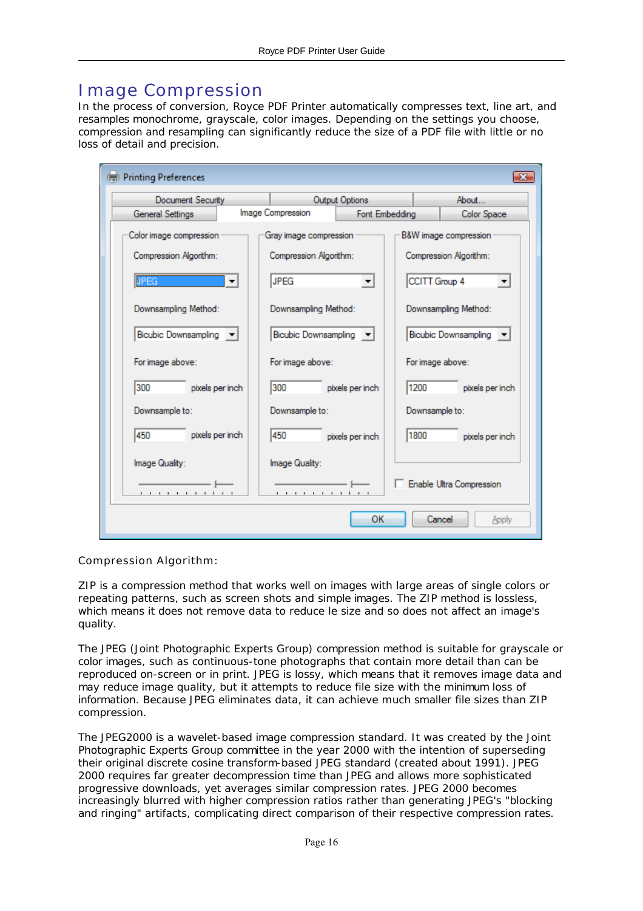# Image Compression

In the process of conversion, Royce PDF Printer automatically compresses text, line art, and resamples monochrome, grayscale, color images. Depending on the settings you choose, compression and resampling can significantly reduce the size of a PDF file with little or no loss of detail and precision.

Compression Algorithm:

ZIP is a compression method that works well on images with large areas of single colors or repeating patterns, such as screen shots and simple images. The ZIP method is lossless, which means it does not remove data to reduce le size and so does not affect an image's quality.

The JPEG (Joint Photographic Experts Group) compression method is suitable for grayscale or color images, such as continuous-tone photographs that contain more detail than can be reproduced on-screen or in print. JPEG is lossy, which means that it removes image data and may reduce image quality, but it attempts to reduce file size with the minimum loss of information. Because JPEG eliminates data, it can achieve much smaller file sizes than ZIP compression.

The JPEG2000 is a wavelet-based image compression standard. It was created by the Joint Photographic Experts Group committee in the year 2000 with the intention of superseding their original discrete cosine transform-based JPEG standard (created about 1991). JPEG 2000 requires far greater decompression time than JPEG and allows more sophisticated progressive downloads, yet averages similar compression rates. JPEG 2000 becomes increasingly blurred with higher compression ratios rather than generating JPEG's "blocking and ringing" artifacts, complicating direct comparison of their respective compression rates.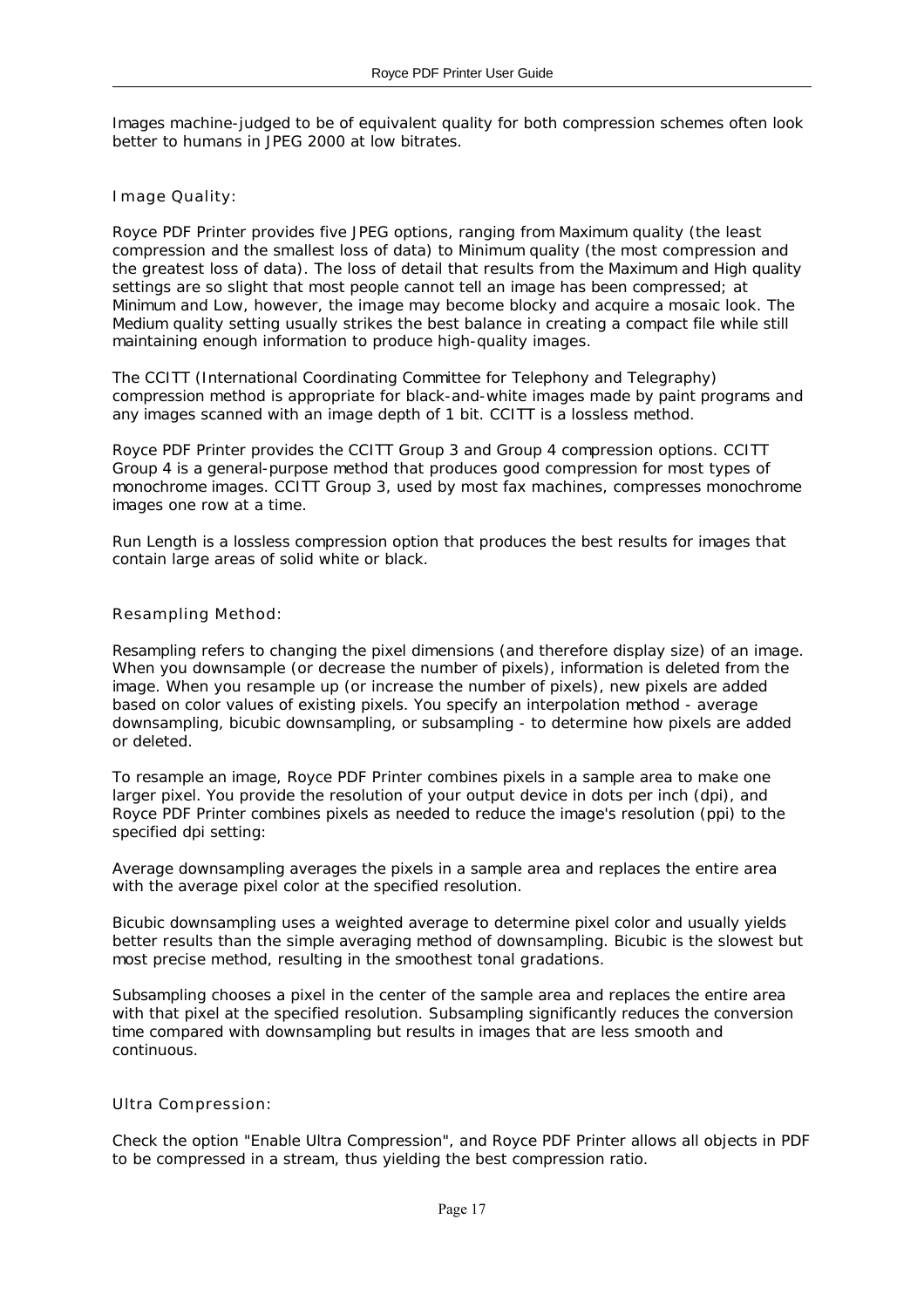Images machine-judged to be of equivalent quality for both compression schemes often look better to humans in JPEG 2000 at low bitrates.

### Image Quality:

Royce PDF Printer provides five JPEG options, ranging from Maximum quality (the least compression and the smallest loss of data) to Minimum quality (the most compression and the greatest loss of data). The loss of detail that results from the Maximum and High quality settings are so slight that most people cannot tell an image has been compressed; at Minimum and Low, however, the image may become blocky and acquire a mosaic look. The Medium quality setting usually strikes the best balance in creating a compact file while still maintaining enough information to produce high-quality images.

The CCITT (International Coordinating Committee for Telephony and Telegraphy) compression method is appropriate for black-and-white images made by paint programs and any images scanned with an image depth of 1 bit. CCITT is a lossless method.

Royce PDF Printer provides the CCITT Group 3 and Group 4 compression options. CCITT Group 4 is a general-purpose method that produces good compression for most types of monochrome images. CCITT Group 3, used by most fax machines, compresses monochrome images one row at a time.

Run Length is a lossless compression option that produces the best results for images that contain large areas of solid white or black.

### Resampling Method:

Resampling refers to changing the pixel dimensions (and therefore display size) of an image. When you downsample (or decrease the number of pixels), information is deleted from the image. When you resample up (or increase the number of pixels), new pixels are added based on color values of existing pixels. You specify an interpolation method - average downsampling, bicubic downsampling, or subsampling - to determine how pixels are added or deleted.

To resample an image, Royce PDF Printer combines pixels in a sample area to make one larger pixel. You provide the resolution of your output device in dots per inch (dpi), and Royce PDF Printer combines pixels as needed to reduce the image's resolution (ppi) to the specified dpi setting:

Average downsampling averages the pixels in a sample area and replaces the entire area with the average pixel color at the specified resolution.

Bicubic downsampling uses a weighted average to determine pixel color and usually yields better results than the simple averaging method of downsampling. Bicubic is the slowest but most precise method, resulting in the smoothest tonal gradations.

Subsampling chooses a pixel in the center of the sample area and replaces the entire area with that pixel at the specified resolution. Subsampling significantly reduces the conversion time compared with downsampling but results in images that are less smooth and continuous.

### Ultra Compression:

Check the option "Enable Ultra Compression", and Royce PDF Printer allows all objects in PDF to be compressed in a stream, thus yielding the best compression ratio.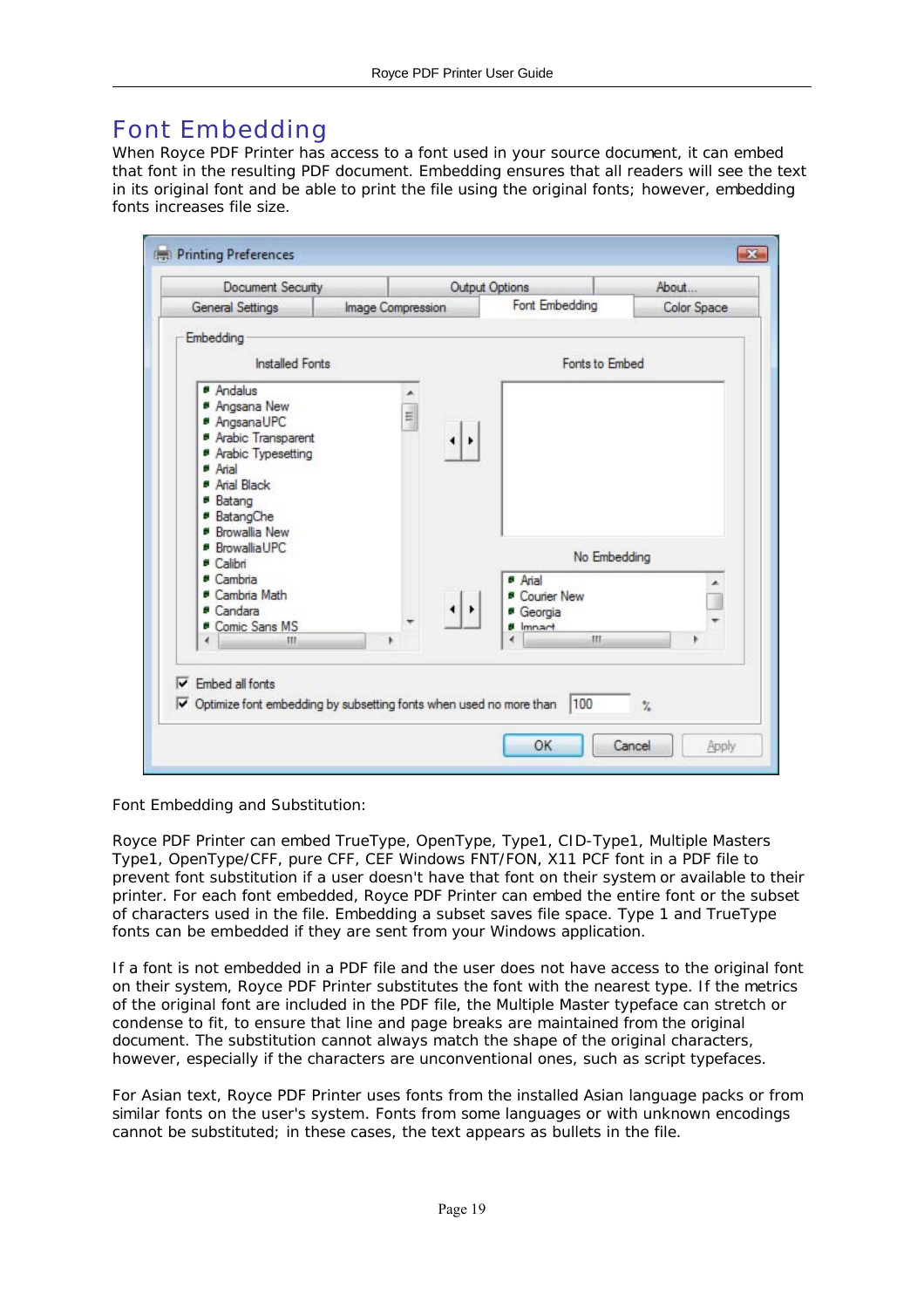# Font Embedding

When Royce PDF Printer has access to a font used in your source document, it can embed that font in the resulting PDF document. Embedding ensures that all readers will see the text in its original font and be able to print the file using the original fonts; however, embedding fonts increases file size.

Font Embedding and Substitution:

Royce PDF Printer can embed TrueType, OpenType, Type1, CID-Type1, Multiple Masters Type1, OpenType/CFF, pure CFF, CEF Windows FNT/FON, X11 PCF font in a PDF file to prevent font substitution if a user doesn't have that font on their system or available to their printer. For each font embedded, Royce PDF Printer can embed the entire font or the subset of characters used in the file. Embedding a subset saves file space. Type 1 and TrueType fonts can be embedded if they are sent from your Windows application.

If a font is not embedded in a PDF file and the user does not have access to the original font on their system, Royce PDF Printer substitutes the font with the nearest type. If the metrics of the original font are included in the PDF file, the Multiple Master typeface can stretch or condense to fit, to ensure that line and page breaks are maintained from the original document. The substitution cannot always match the shape of the original characters, however, especially if the characters are unconventional ones, such as script typefaces.

For Asian text, Royce PDF Printer uses fonts from the installed Asian language packs or from similar fonts on the user's system. Fonts from some languages or with unknown encodings cannot be substituted; in these cases, the text appears as bullets in the file.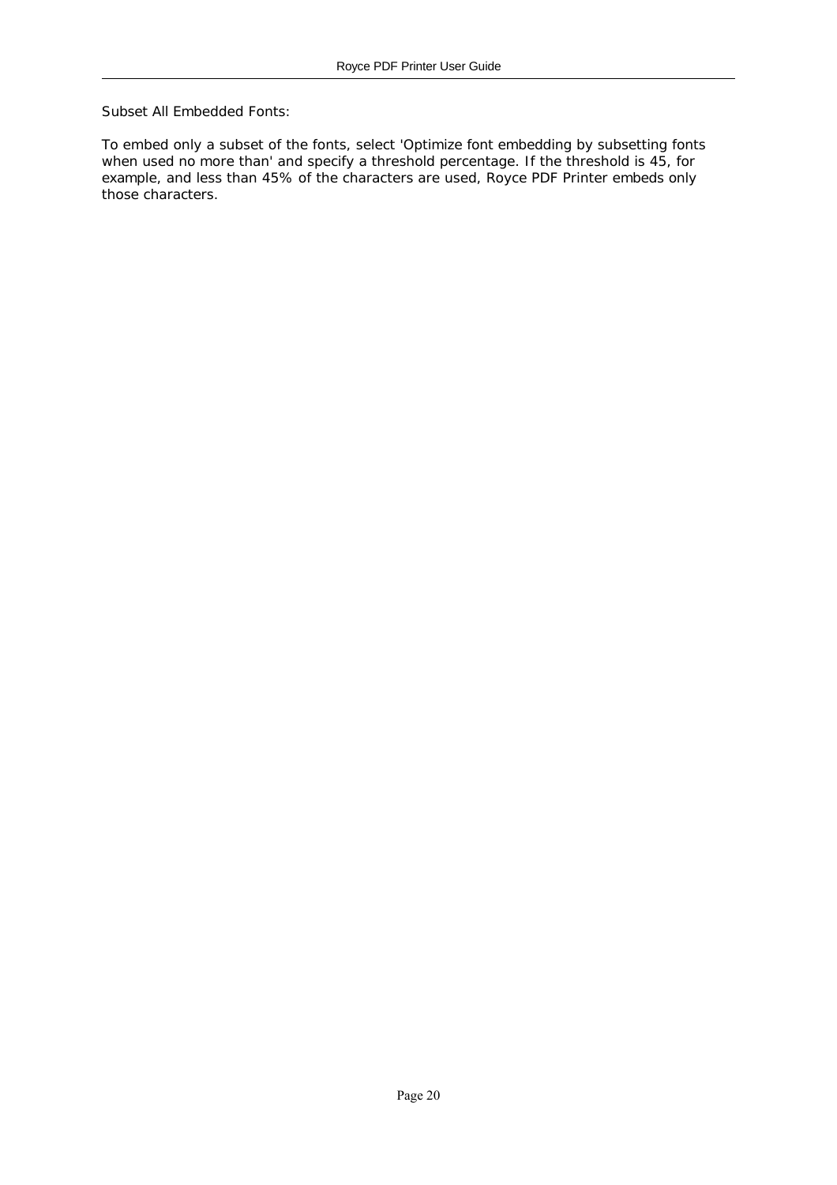Subset All Embedded Fonts:

To embed only a subset of the fonts, select 'Optimize font embedding by subsetting fonts when used no more than' and specify a threshold percentage. If the threshold is 45, for example, and less than 45% of the characters are used, Royce PDF Printer embeds only those characters.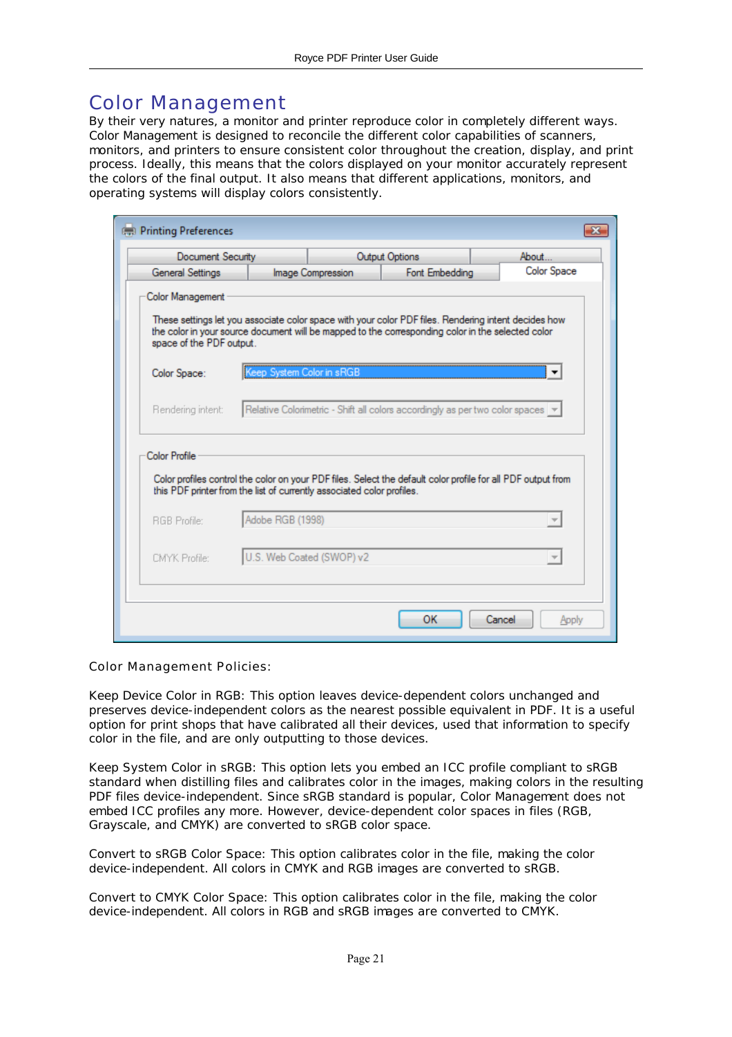# Color Management

By their very natures, a monitor and printer reproduce color in completely different ways. Color Management is designed to reconcile the different color capabilities of scanners, monitors, and printers to ensure consistent color throughout the creation, display, and print process. Ideally, this means that the colors displayed on your monitor accurately represent the colors of the final output. It also means that different applications, monitors, and operating systems will display colors consistently.

Color Management Policies:

Keep Device Color in RGB: This option leaves device-dependent colors unchanged and preserves device-independent colors as the nearest possible equivalent in PDF. It is a useful option for print shops that have calibrated all their devices, used that information to specify color in the file, and are only outputting to those devices.

Keep System Color in sRGB: This option lets you embed an ICC profile compliant to sRGB standard when distilling files and calibrates color in the images, making colors in the resulting PDF files device-independent. Since sRGB standard is popular, Color Management does not embed ICC profiles any more. However, device-dependent color spaces in files (RGB, Grayscale, and CMYK) are converted to sRGB color space.

Convert to sRGB Color Space: This option calibrates color in the file, making the color device-independent. All colors in CMYK and RGB images are converted to sRGB.

Convert to CMYK Color Space: This option calibrates color in the file, making the color device-independent. All colors in RGB and sRGB images are converted to CMYK.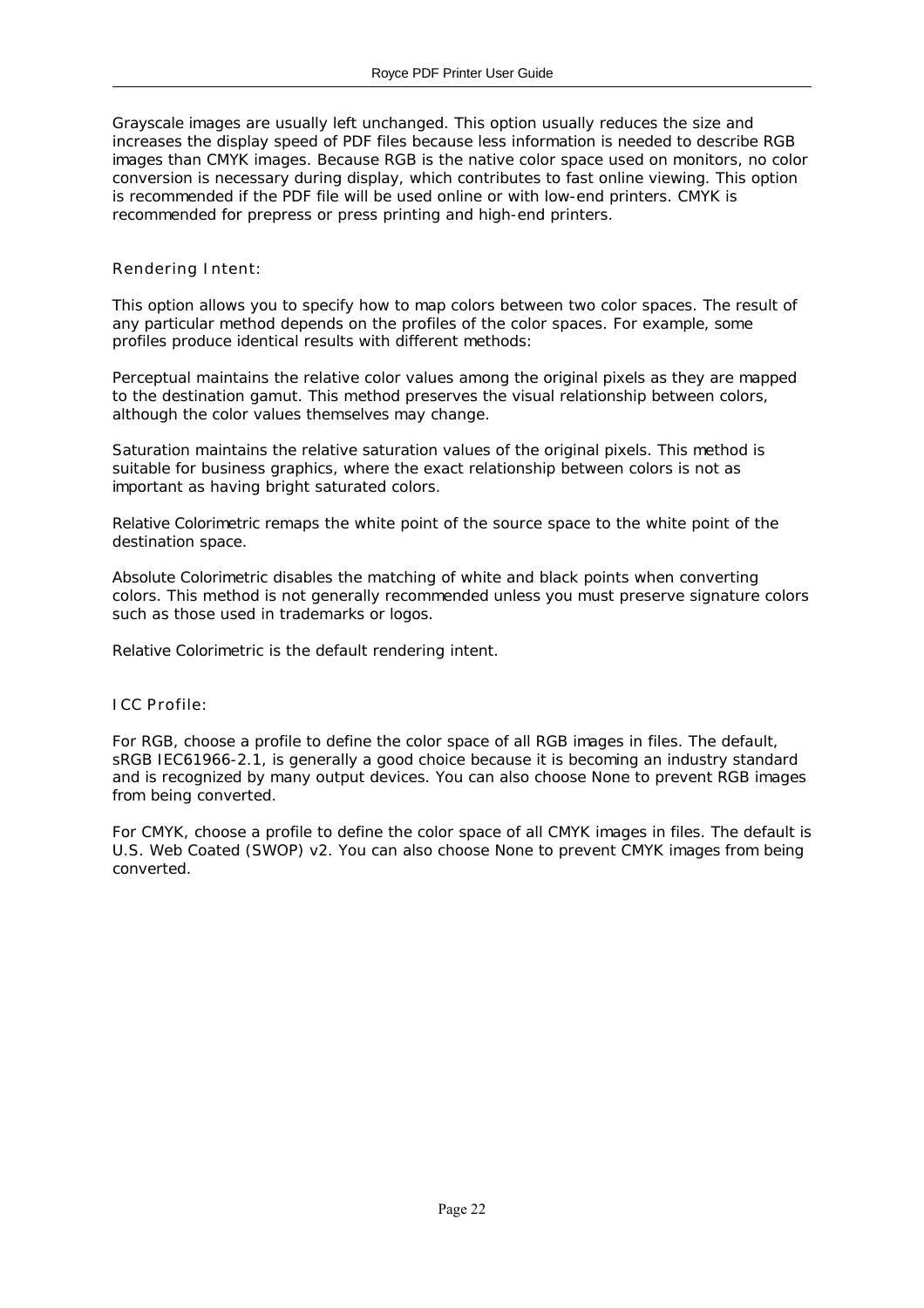Grayscale images are usually left unchanged. This option usually reduces the size and increases the display speed of PDF files because less information is needed to describe RGB images than CMYK images. Because RGB is the native color space used on monitors, no color conversion is necessary during display, which contributes to fast online viewing. This option is recommended if the PDF file will be used online or with low-end printers. CMYK is recommended for prepress or press printing and high-end printers.

### Rendering Intent:

This option allows you to specify how to map colors between two color spaces. The result of any particular method depends on the profiles of the color spaces. For example, some profiles produce identical results with different methods:

Perceptual maintains the relative color values among the original pixels as they are mapped to the destination gamut. This method preserves the visual relationship between colors, although the color values themselves may change.

Saturation maintains the relative saturation values of the original pixels. This method is suitable for business graphics, where the exact relationship between colors is not as important as having bright saturated colors.

Relative Colorimetric remaps the white point of the source space to the white point of the destination space.

Absolute Colorimetric disables the matching of white and black points when converting colors. This method is not generally recommended unless you must preserve signature colors such as those used in trademarks or logos.

Relative Colorimetric is the default rendering intent.

### ICC Profile:

For RGB, choose a profile to define the color space of all RGB images in files. The default, sRGB IEC61966-2.1, is generally a good choice because it is becoming an industry standard and is recognized by many output devices. You can also choose None to prevent RGB images from being converted.

For CMYK, choose a profile to define the color space of all CMYK images in files. The default is U.S. Web Coated (SWOP) v2. You can also choose None to prevent CMYK images from being converted.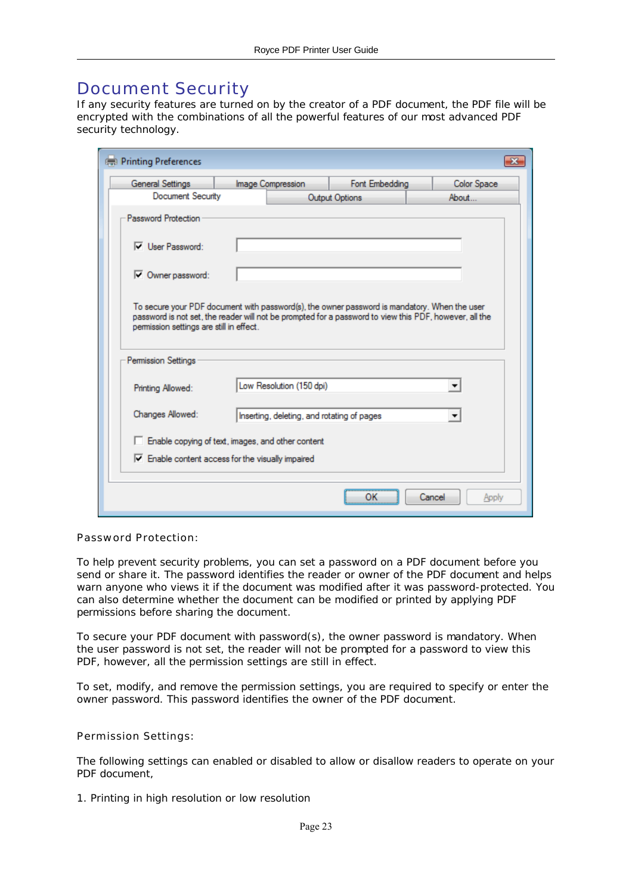# Document Security

If any security features are turned on by the creator of a PDF document, the PDF file will be encrypted with the combinations of all the powerful features of our most advanced PDF security technology.

Password Protection:

To help prevent security problems, you can set a password on a PDF document before you send or share it. The password identifies the reader or owner of the PDF document and helps warn anyone who views it if the document was modified after it was password-protected. You can also determine whether the document can be modified or printed by applying PDF permissions before sharing the document.

To secure your PDF document with password(s), the owner password is mandatory. When the user password is not set, the reader will not be prompted for a password to view this PDF, however, all the permission settings are still in effect.

To set, modify, and remove the permission settings, you are required to specify or enter the owner password. This password identifies the owner of the PDF document.

Permission Settings:

The following settings can enabled or disabled to allow or disallow readers to operate on your PDF document,

1. Printing in high resolution or low resolution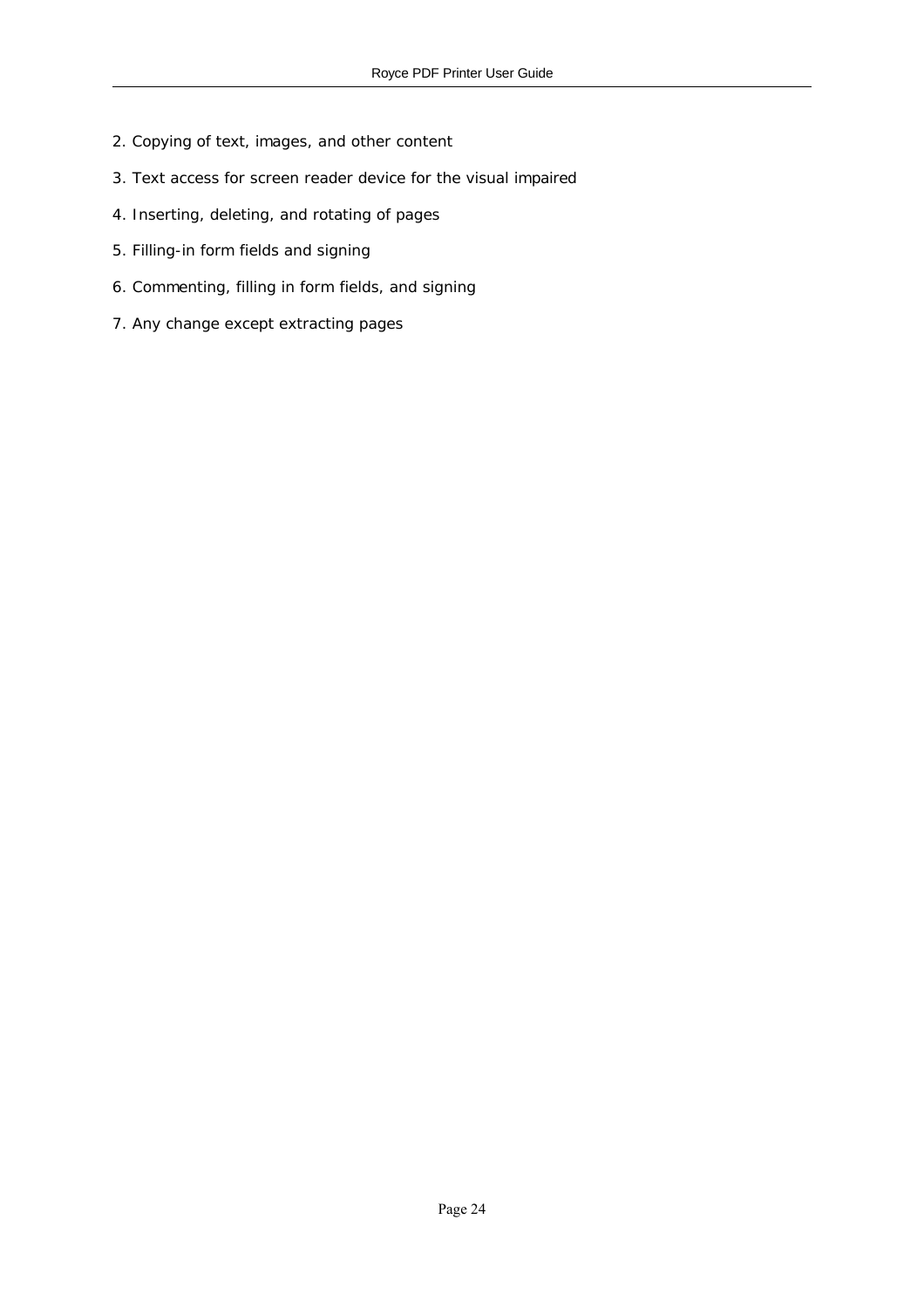2. Copying of text, images, and other content

3. Text access for screen reader device for the visual impaired

4. Inserting, deleting, and rotating of pages

5. Filling-in form fields and signing

6. Commenting, filling in form fields, and signing

7. Any change except extracting pages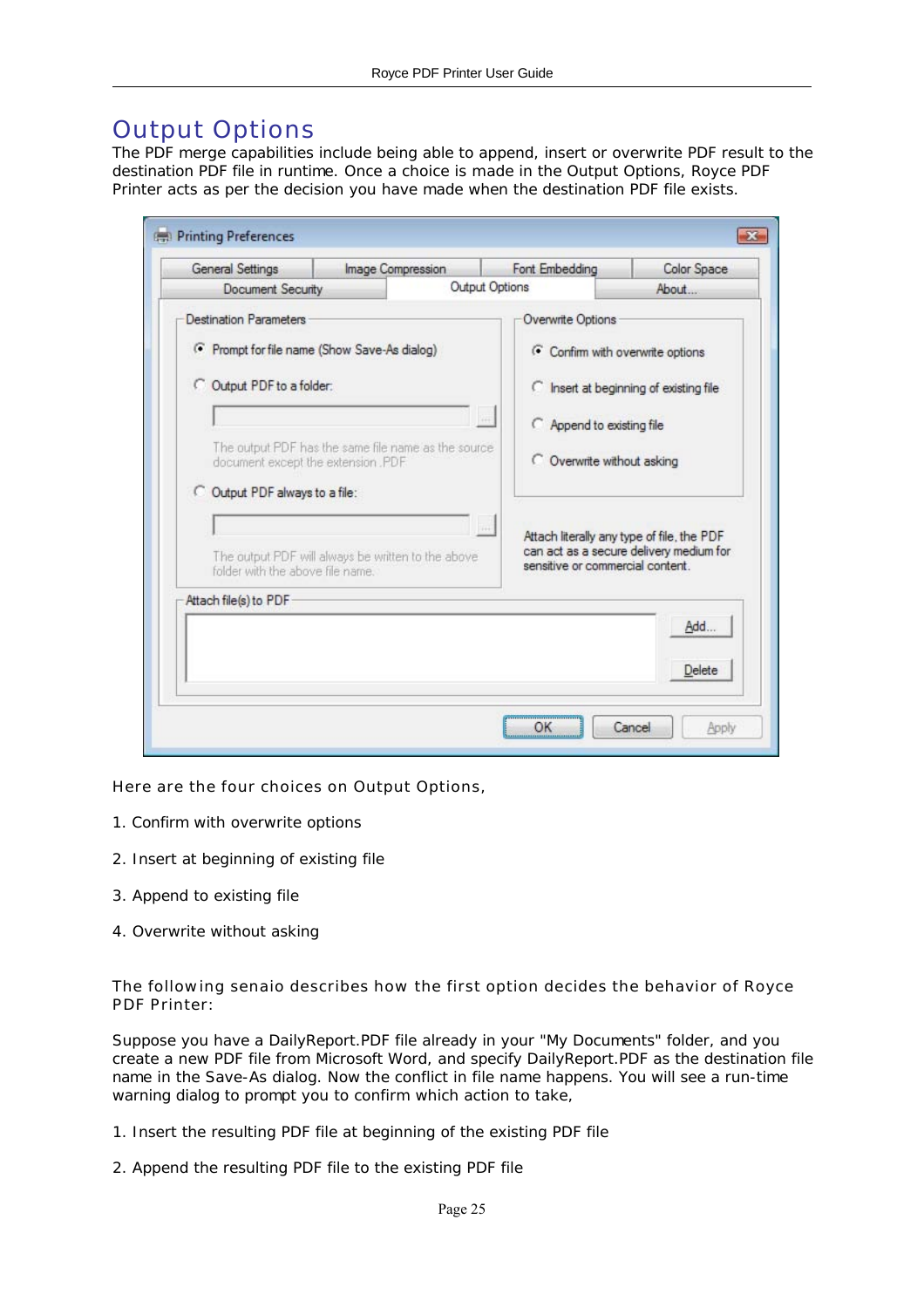# Output Options

The PDF merge capabilities include being able to append, insert or overwrite PDF result to the destination PDF file in runtime. Once a choice is made in the Output Options, Royce PDF Printer acts as per the decision you have made when the destination PDF file exists.

Here are the four choices on Output Options,

1. Confirm with overwrite options

2. Insert at beginning of existing file

3. Append to existing file

4. Overwrite without asking

The following senaio describes how the first option decides the behavior of Royce PDF Printer:

Suppose you have a DailyReport.PDF file already in your "My Documents" folder, and you create a new PDF file from Microsoft Word, and specify DailyReport.PDF as the destination file name in the Save-As dialog. Now the conflict in file name happens. You will see a run-time warning dialog to prompt you to confirm which action to take,

1. Insert the resulting PDF file at beginning of the existing PDF file

2. Append the resulting PDF file to the existing PDF file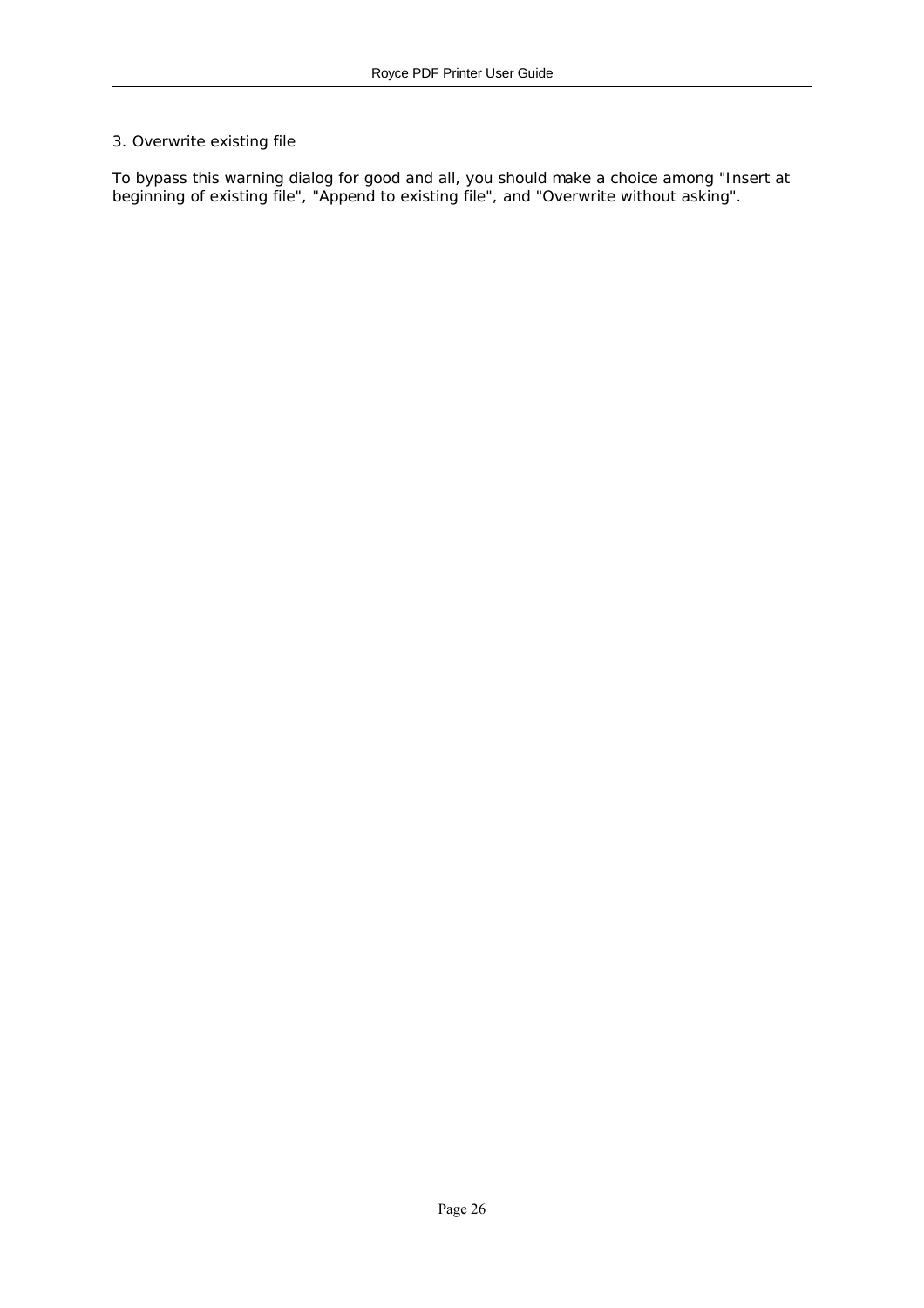3. Overwrite existing file

To bypass this warning dialog for good and all, you should make a choice among "Insert at beginning of existing file", "Append to existing file", and "Overwrite without asking".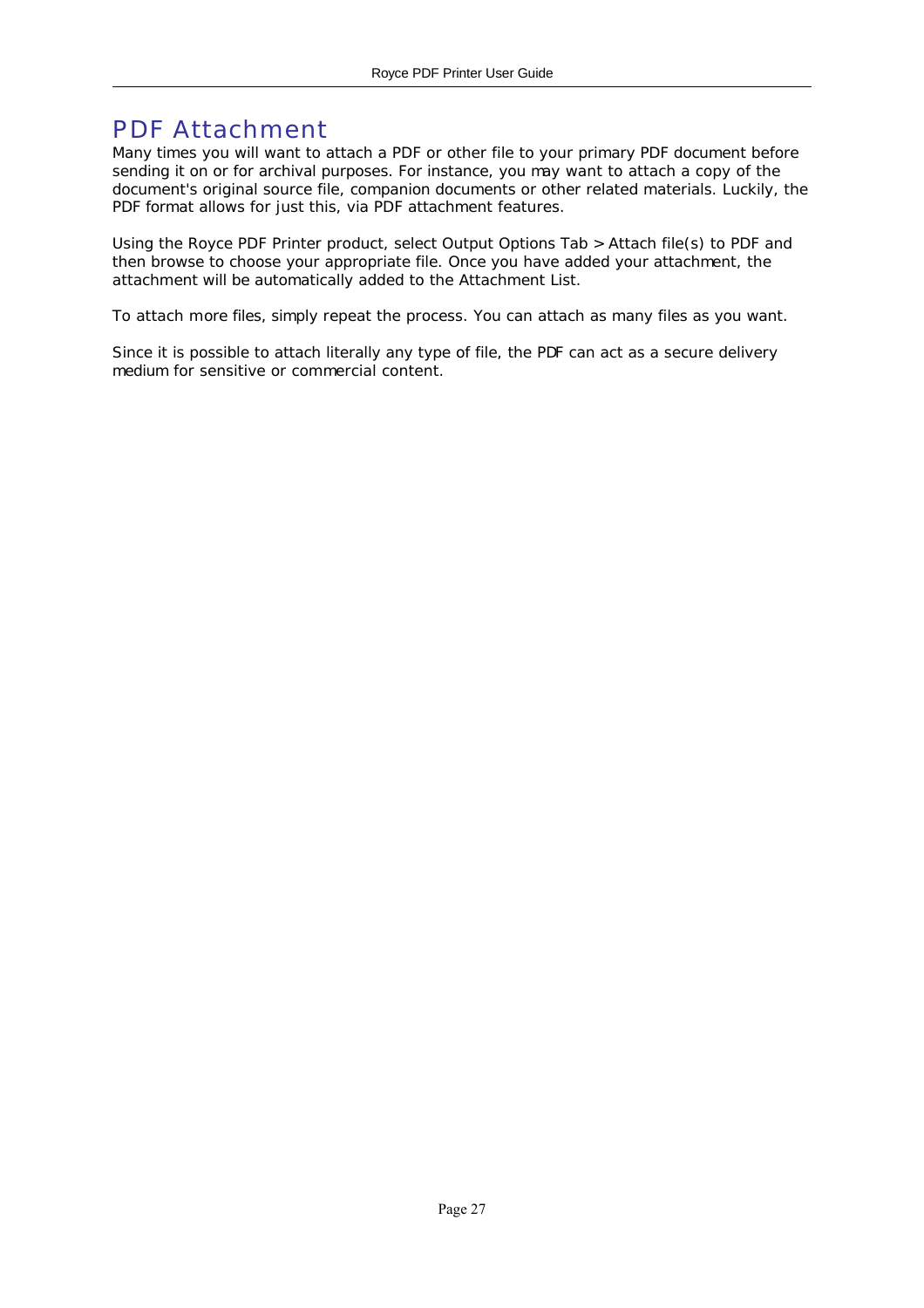# PDF Attachment

Many times you will want to attach a PDF or other file to your primary PDF document before sending it on or for archival purposes. For instance, you may want to attach a copy of the document's original source file, companion documents or other related materials. Luckily, the PDF format allows for just this, via PDF attachment features.

Using the Royce PDF Printer product, select Output Options Tab > Attach file(s) to PDF and then browse to choose your appropriate file. Once you have added your attachment, the attachment will be automatically added to the Attachment List.

To attach more files, simply repeat the process. You can attach as many files as you want.

Since it is possible to attach literally any type of file, the PDF can act as a secure delivery medium for sensitive or commercial content.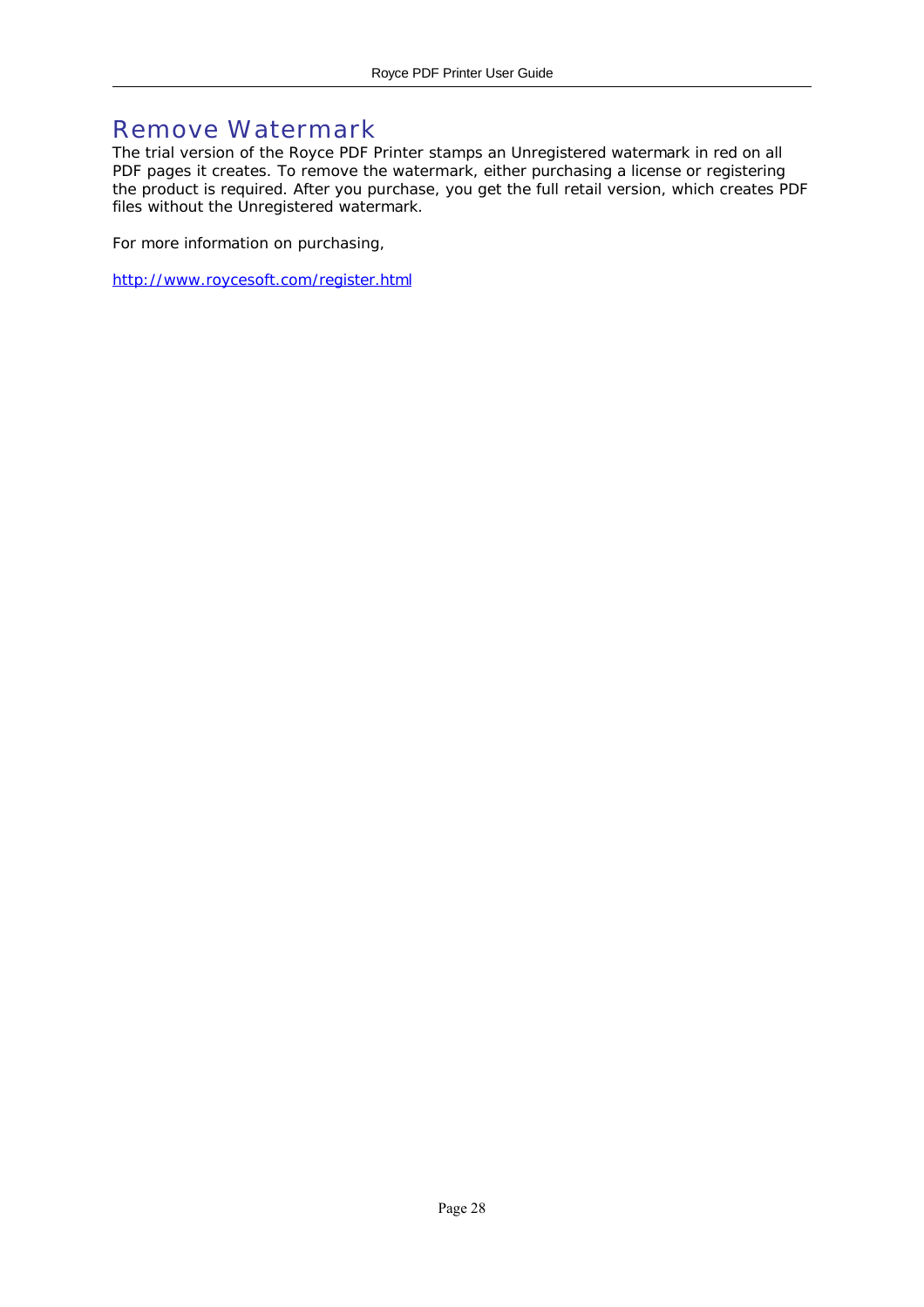# Remove Watermark

The trial version of the Royce PDF Printer stamps an Unregistered watermark in red on all PDF pages it creates. To remove the watermark, either purchasing a license or registering the product is required. After you purchase, you get the full retail version, which creates PDF files without the Unregistered watermark.

For more information on purchasing,

http://www.roycesoft.com/register.html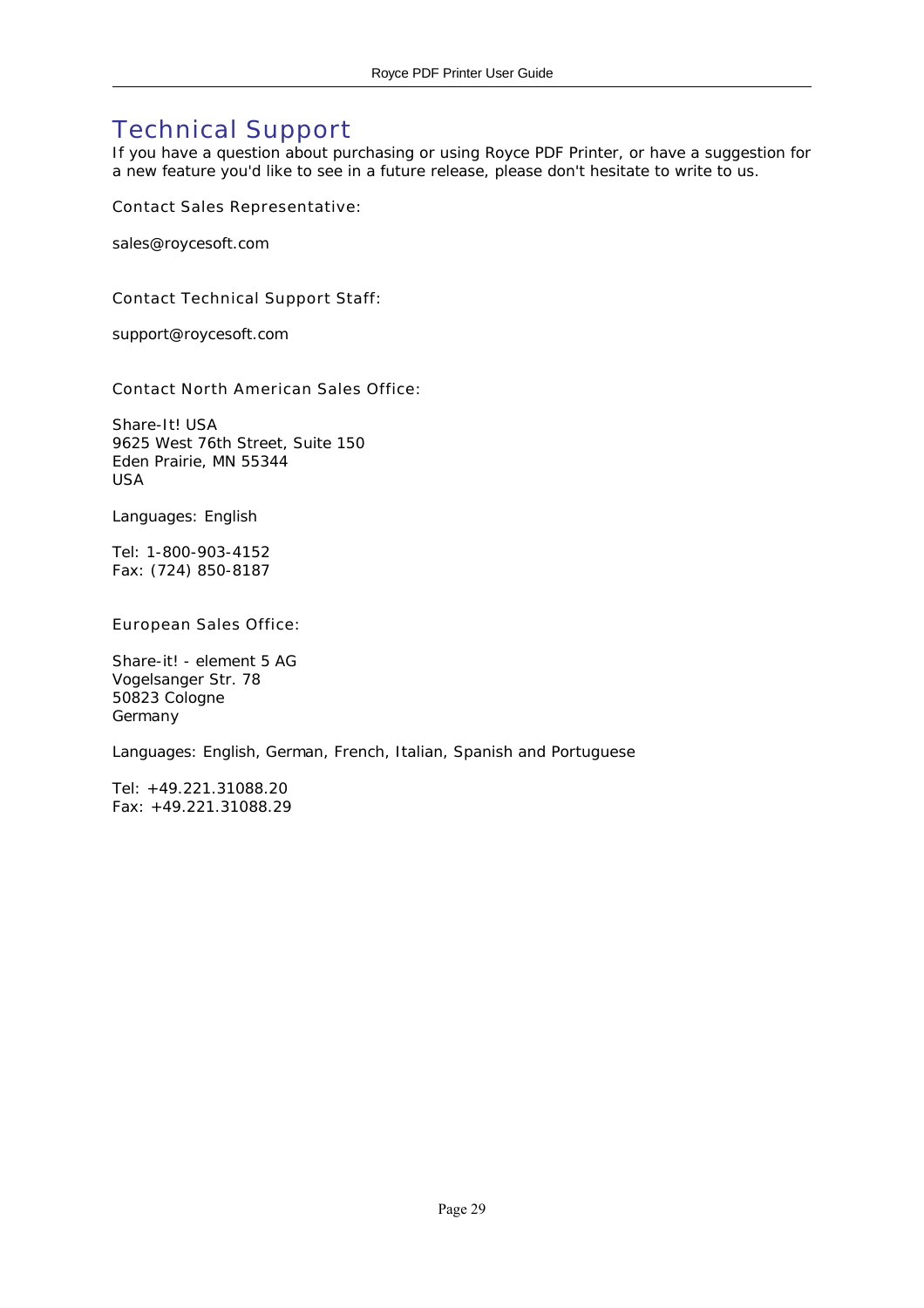# Technical Support

If you have a question about purchasing or using Royce PDF Printer, or have a suggestion for a new feature you'd like to see in a future release, please don't hesitate to write to us.

### Contact Sales Representative:

sales@roycesoft.com

### Contact Technical Support Staff:

support@roycesoft.com

### Contact North American Sales Office:

Share-It! USA  
9625 West 76th Street, Suite 150  
Eden Prairie, MN 55344  
USA

Languages: English

Tel: 1-800-903-4152  
Fax: (724) 850-8187

### European Sales Office:

Share-it! - element 5 AG  
Vogelsanger Str. 78  
50823 Cologne  
Germany

Languages: English, German, French, Italian, Spanish and Portuguese

Tel: +49.221.31088.20  
Fax: +49.221.31088.29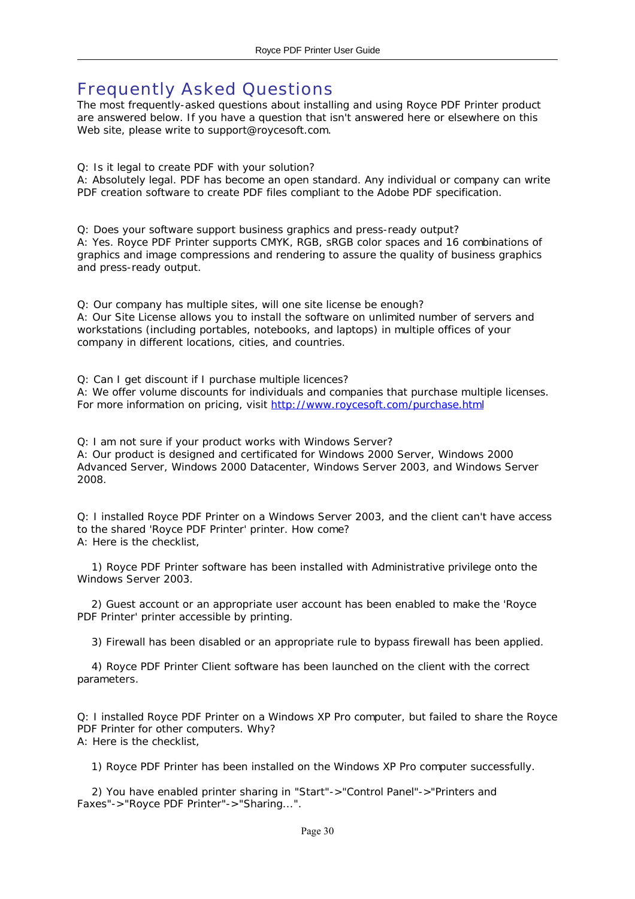# Frequently Asked Questions

The most frequently-asked questions about installing and using Royce PDF Printer product are answered below. If you have a question that isn't answered here or elsewhere on this Web site, please write to support@roycesoft.com.

Q: Is it legal to create PDF with your solution?
A: Absolutely legal. PDF has become an open standard. Any individual or company can write PDF creation software to create PDF files compliant to the Adobe PDF specification.

Q: Does your software support business graphics and press-ready output?
A: Yes. Royce PDF Printer supports CMYK, RGB, sRGB color spaces and 16 combinations of graphics and image compressions and rendering to assure the quality of business graphics and press-ready output.

Q: Our company has multiple sites, will one site license be enough?
A: Our Site License allows you to install the software on unlimited number of servers and workstations (including portables, notebooks, and laptops) in multiple offices of your company in different locations, cities, and countries.

Q: Can I get discount if I purchase multiple licences?
A: We offer volume discounts for individuals and companies that purchase multiple licenses. For more information on pricing, visit http://www.roycesoft.com/purchase.html

Q: I am not sure if your product works with Windows Server?
A: Our product is designed and certificated for Windows 2000 Server, Windows 2000 Advanced Server, Windows 2000 Datacenter, Windows Server 2003, and Windows Server 2008.

Q: I installed Royce PDF Printer on a Windows Server 2003, and the client can't have access to the shared 'Royce PDF Printer' printer. How come?
A: Here is the checklist,

1) Royce PDF Printer software has been installed with Administrative privilege onto the Windows Server 2003.

2) Guest account or an appropriate user account has been enabled to make the 'Royce PDF Printer' printer accessible by printing.

3) Firewall has been disabled or an appropriate rule to bypass firewall has been applied.

4) Royce PDF Printer Client software has been launched on the client with the correct parameters.

Q: I installed Royce PDF Printer on a Windows XP Pro computer, but failed to share the Royce PDF Printer for other computers. Why?
A: Here is the checklist,

1) Royce PDF Printer has been installed on the Windows XP Pro computer successfully.

2) You have enabled printer sharing in "Start"->"Control Panel"->"Printers and Faxes"->"Royce PDF Printer"->"Sharing...".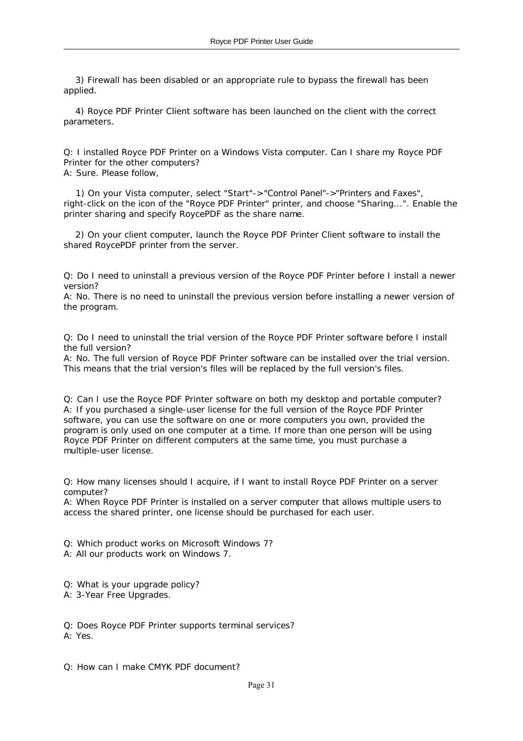3) Firewall has been disabled or an appropriate rule to bypass the firewall has been applied.

4) Royce PDF Printer Client software has been launched on the client with the correct parameters.

Q: I installed Royce PDF Printer on a Windows Vista computer. Can I share my Royce PDF Printer for the other computers?
A: Sure. Please follow,

1) On your Vista computer, select "Start"->"Control Panel"->"Printers and Faxes", right-click on the icon of the "Royce PDF Printer" printer, and choose "Sharing...". Enable the printer sharing and specify RoycePDF as the share name.

2) On your client computer, launch the Royce PDF Printer Client software to install the shared RoycePDF printer from the server.

Q: Do I need to uninstall a previous version of the Royce PDF Printer before I install a newer version?
A: No. There is no need to uninstall the previous version before installing a newer version of the program.

Q: Do I need to uninstall the trial version of the Royce PDF Printer software before I install the full version?
A: No. The full version of Royce PDF Printer software can be installed over the trial version. This means that the trial version's files will be replaced by the full version's files.

Q: Can I use the Royce PDF Printer software on both my desktop and portable computer?
A: If you purchased a single-user license for the full version of the Royce PDF Printer software, you can use the software on one or more computers you own, provided the program is only used on one computer at a time. If more than one person will be using Royce PDF Printer on different computers at the same time, you must purchase a multiple-user license.

Q: How many licenses should I acquire, if I want to install Royce PDF Printer on a server computer?
A: When Royce PDF Printer is installed on a server computer that allows multiple users to access the shared printer, one license should be purchased for each user.

Q: Which product works on Microsoft Windows 7?
A: All our products work on Windows 7.

Q: What is your upgrade policy?
A: 3-Year Free Upgrades.

Q: Does Royce PDF Printer supports terminal services?
A: Yes.

Q: How can I make CMYK PDF document?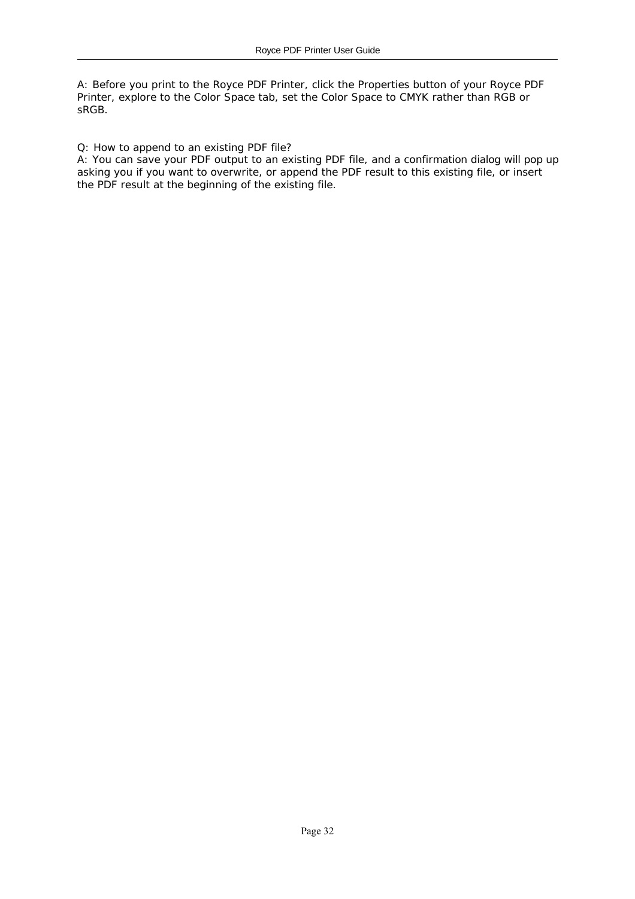A: Before you print to the Royce PDF Printer, click the Properties button of your Royce PDF Printer, explore to the Color Space tab, set the Color Space to CMYK rather than RGB or sRGB.

Q: How to append to an existing PDF file?
A: You can save your PDF output to an existing PDF file, and a confirmation dialog will pop up asking you if you want to overwrite, or append the PDF result to this existing file, or insert the PDF result at the beginning of the existing file.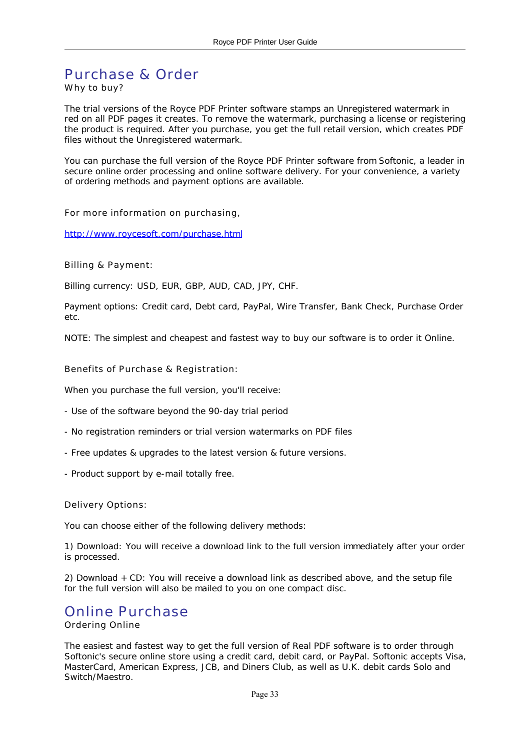# Purchase & Order

Why to buy?

The trial versions of the Royce PDF Printer software stamps an Unregistered watermark in red on all PDF pages it creates. To remove the watermark, purchasing a license or registering the product is required. After you purchase, you get the full retail version, which creates PDF files without the Unregistered watermark.

You can purchase the full version of the Royce PDF Printer software from Softonic, a leader in secure online order processing and online software delivery. For your convenience, a variety of ordering methods and payment options are available.

For more information on purchasing,

http://www.roycesoft.com/purchase.html

Billing & Payment:

Billing currency: USD, EUR, GBP, AUD, CAD, JPY, CHF.

Payment options: Credit card, Debt card, PayPal, Wire Transfer, Bank Check, Purchase Order etc.

NOTE: The simplest and cheapest and fastest way to buy our software is to order it Online.

Benefits of Purchase & Registration:

When you purchase the full version, you'll receive:

- Use of the software beyond the 90-day trial period
- No registration reminders or trial version watermarks on PDF files
- Free updates & upgrades to the latest version & future versions.
- Product support by e-mail totally free.

Delivery Options:

You can choose either of the following delivery methods:

1) Download: You will receive a download link to the full version immediately after your order is processed.

2) Download + CD: You will receive a download link as described above, and the setup file for the full version will also be mailed to you on one compact disc.

# Online Purchase

Ordering Online

The easiest and fastest way to get the full version of Real PDF software is to order through Softonic's secure online store using a credit card, debit card, or PayPal. Softonic accepts Visa, MasterCard, American Express, JCB, and Diners Club, as well as U.K. debit cards Solo and Switch/Maestro.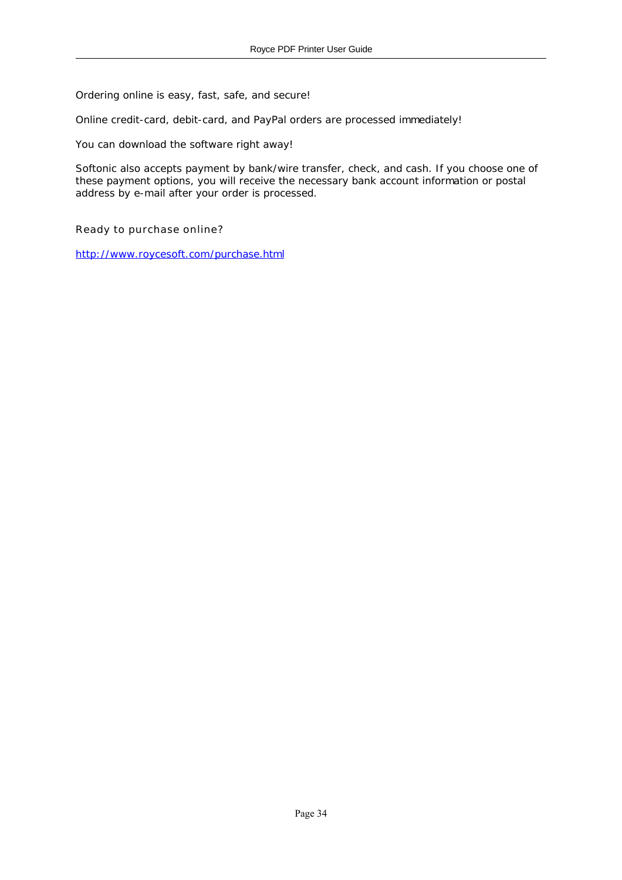Ordering online is easy, fast, safe, and secure!

Online credit-card, debit-card, and PayPal orders are processed immediately!

You can download the software right away!

Softonic also accepts payment by bank/wire transfer, check, and cash. If you choose one of these payment options, you will receive the necessary bank account information or postal address by e-mail after your order is processed.

Ready to purchase online?

http://www.roycesoft.com/purchase.html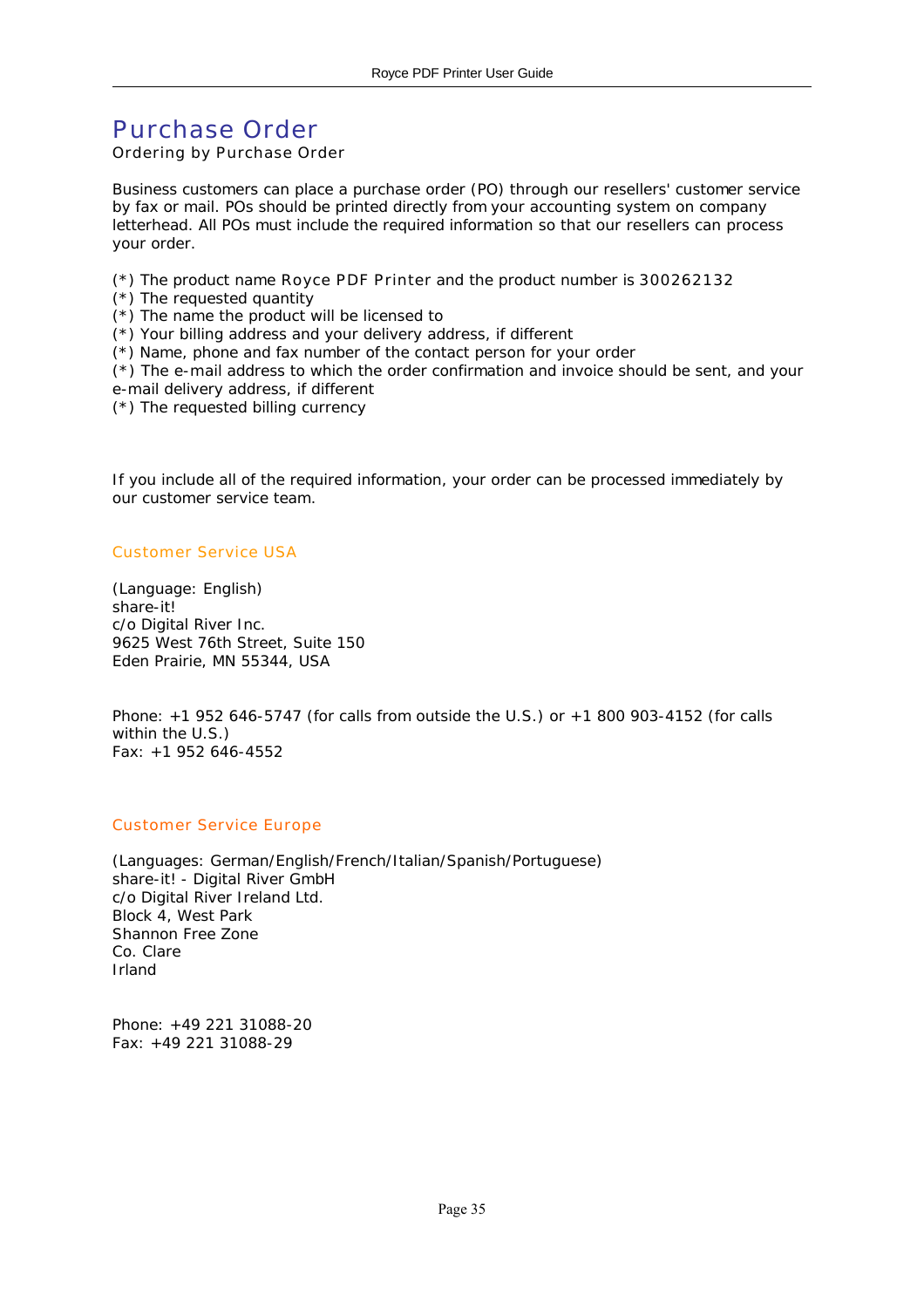# Purchase Order

Ordering by Purchase Order

Business customers can place a purchase order (PO) through our resellers' customer service by fax or mail. POs should be printed directly from your accounting system on company letterhead. All POs must include the required information so that our resellers can process your order.

(*) The product name Royce PDF Printer and the product number is 300262132
(*) The requested quantity
(*) The name the product will be licensed to
(*) Your billing address and your delivery address, if different
(*) Name, phone and fax number of the contact person for your order
(*) The e-mail address to which the order confirmation and invoice should be sent, and your e-mail delivery address, if different
(*) The requested billing currency

If you include all of the required information, your order can be processed immediately by our customer service team.

### Customer Service USA

(Language: English)
share-it!
c/o Digital River Inc.
9625 West 76th Street, Suite 150
Eden Prairie, MN 55344, USA

Phone: +1 952 646-5747 (for calls from outside the U.S.) or +1 800 903-4152 (for calls within the U.S.)
Fax: +1 952 646-4552

### Customer Service Europe

(Languages: German/English/French/Italian/Spanish/Portuguese)
share-it! - Digital River GmbH
c/o Digital River Ireland Ltd.
Block 4, West Park
Shannon Free Zone
Co. Clare
Irland

Phone: +49 221 31088-20
Fax: +49 221 31088-29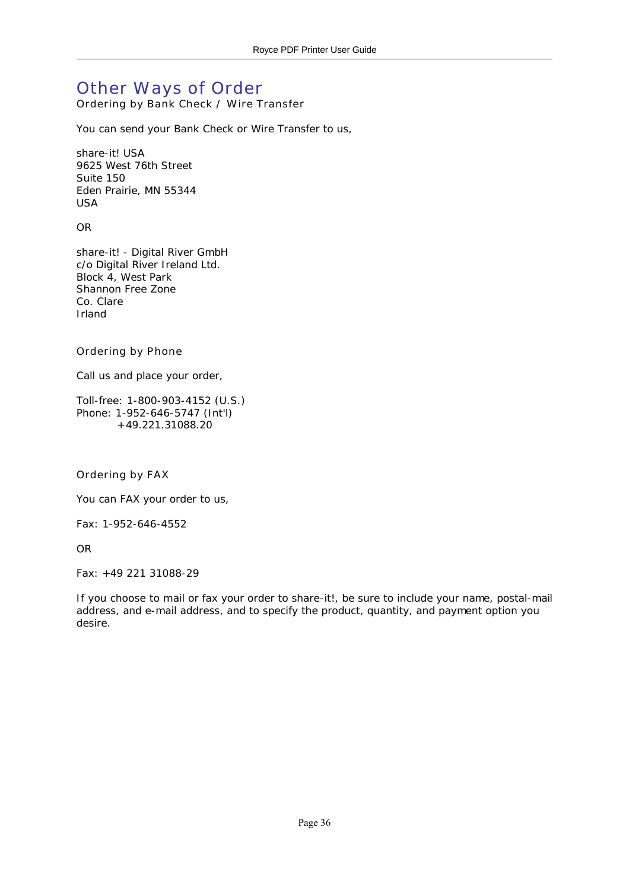# Other Ways of Order

## Ordering by Bank Check / Wire Transfer

You can send your Bank Check or Wire Transfer to us,

share-it! USA
9625 West 76th Street
Suite 150
Eden Prairie, MN 55344
USA

OR

share-it! - Digital River GmbH
c/o Digital River Ireland Ltd.
Block 4, West Park
Shannon Free Zone
Co. Clare
Irland

## Ordering by Phone

Call us and place your order,

Toll-free: 1-800-903-4152 (U.S.)
Phone: 1-952-646-5747 (Int'l)
+49.221.31088.20

## Ordering by FAX

You can FAX your order to us,

Fax: 1-952-646-4552

OR

Fax: +49 221 31088-29

If you choose to mail or fax your order to share-it!, be sure to include your name, postal-mail address, and e-mail address, and to specify the product, quantity, and payment option you desire.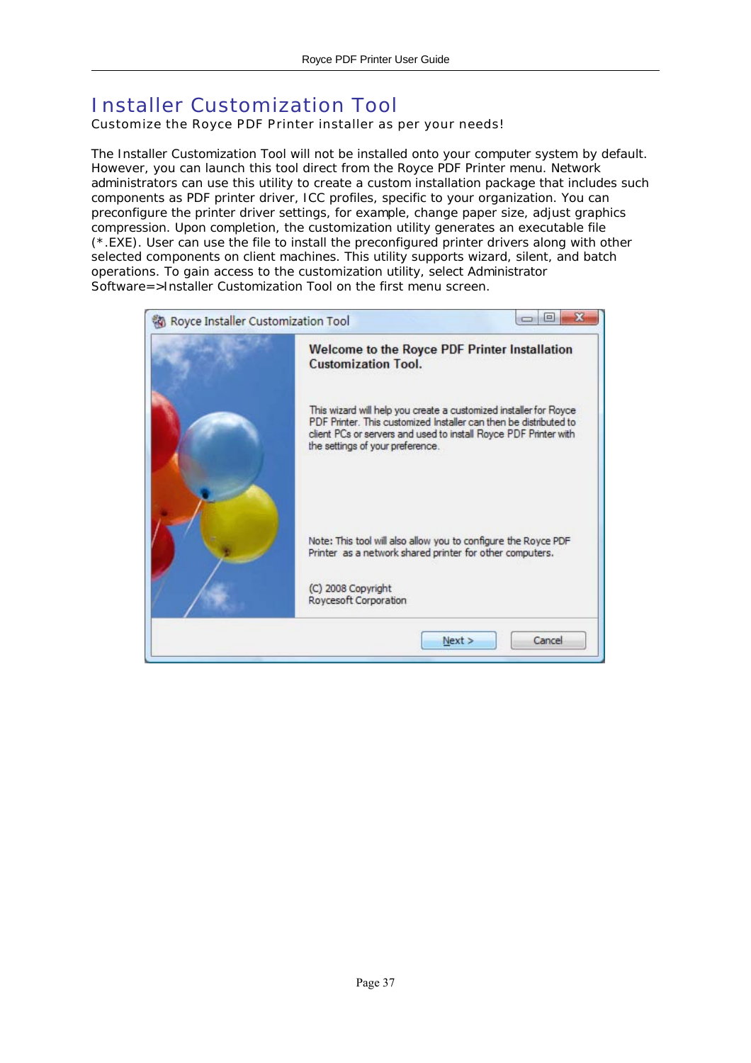# Installer Customization Tool

Customize the Royce PDF Printer installer as per your needs!

The Installer Customization Tool will not be installed onto your computer system by default. However, you can launch this tool direct from the Royce PDF Printer menu. Network administrators can use this utility to create a custom installation package that includes such components as PDF printer driver, ICC profiles, specific to your organization. You can preconfigure the printer driver settings, for example, change paper size, adjust graphics compression. Upon completion, the customization utility generates an executable file (*.EXE). User can use the file to install the preconfigured printer drivers along with other selected components on client machines. This utility supports wizard, silent, and batch operations. To gain access to the customization utility, select Administrator Software=>Installer Customization Tool on the first menu screen.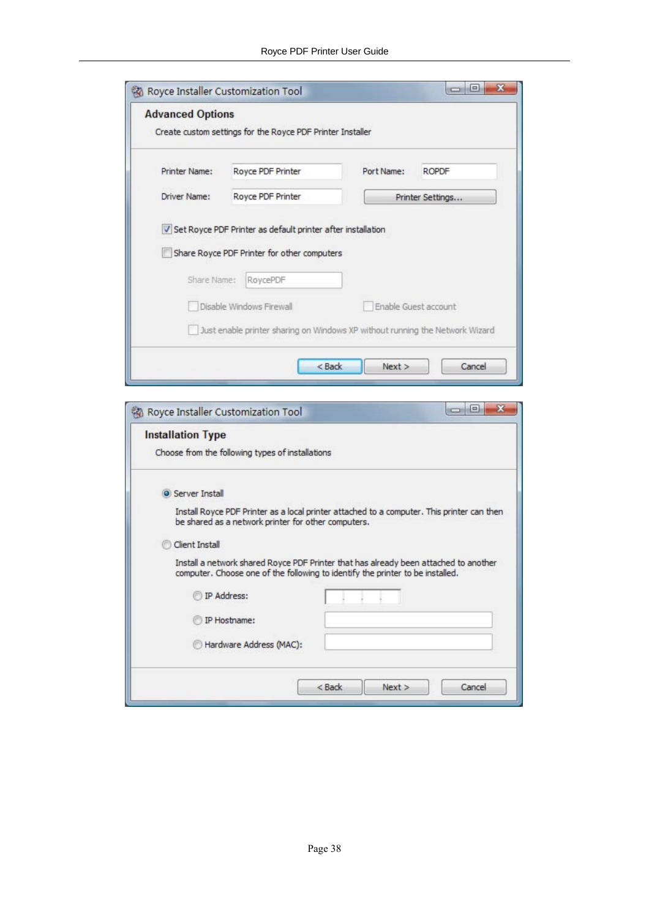**Royce Installer Customization Tool**

**Advanced Options**

Create custom settings for the Royce PDF Printer Installer

Printer Name: Royce PDF Printer

Port Name: ROPDF

Driver Name: Royce PDF Printer

Printer Settings...

- [x] Set Royce PDF Printer as default printer after installation
- [ ] Share Royce PDF Printer for other computers

Share Name: RoycePDF

- [ ] Disable Windows Firewall
- [ ] Enable Guest account
- [ ] Just enable printer sharing on Windows XP without running the Network Wizard

< Back | Next > | Cancel

**Royce Installer Customization Tool**

**Installation Type**

Choose from the following types of installations

(●) Server Install

Install Royce PDF Printer as a local printer attached to a computer. This printer can then be shared as a network printer for other computers.

( ) Client Install

Install a network shared Royce PDF Printer that has already been attached to another computer. Choose one of the following to identify the printer to be installed.

( ) IP Address:

( ) IP Hostname:

( ) Hardware Address (MAC):

< Back | Next > | Cancel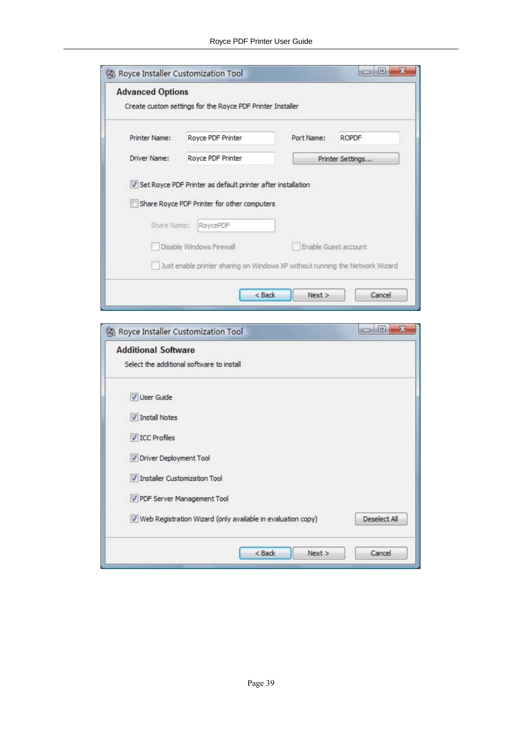**Royce Installer Customization Tool**

**Advanced Options**

Create custom settings for the Royce PDF Printer Installer

Printer Name: Royce PDF Printer

Port Name: ROPDF

Driver Name: Royce PDF Printer

Printer Settings...

- [x] Set Royce PDF Printer as default printer after installation
- [ ] Share Royce PDF Printer for other computers

Share Name: RoycePDF

- [ ] Disable Windows Firewall
- [ ] Enable Guest account
- [ ] Just enable printer sharing on Windows XP without running the Network Wizard

< Back | Next > | Cancel

**Royce Installer Customization Tool**

**Additional Software**

Select the additional software to install

- [x] User Guide
- [x] Install Notes
- [x] ICC Profiles
- [x] Driver Deployment Tool
- [x] Installer Customization Tool
- [x] PDF Server Management Tool
- [x] Web Registration Wizard (only available in evaluation copy)

Deselect All

< Back | Next > | Cancel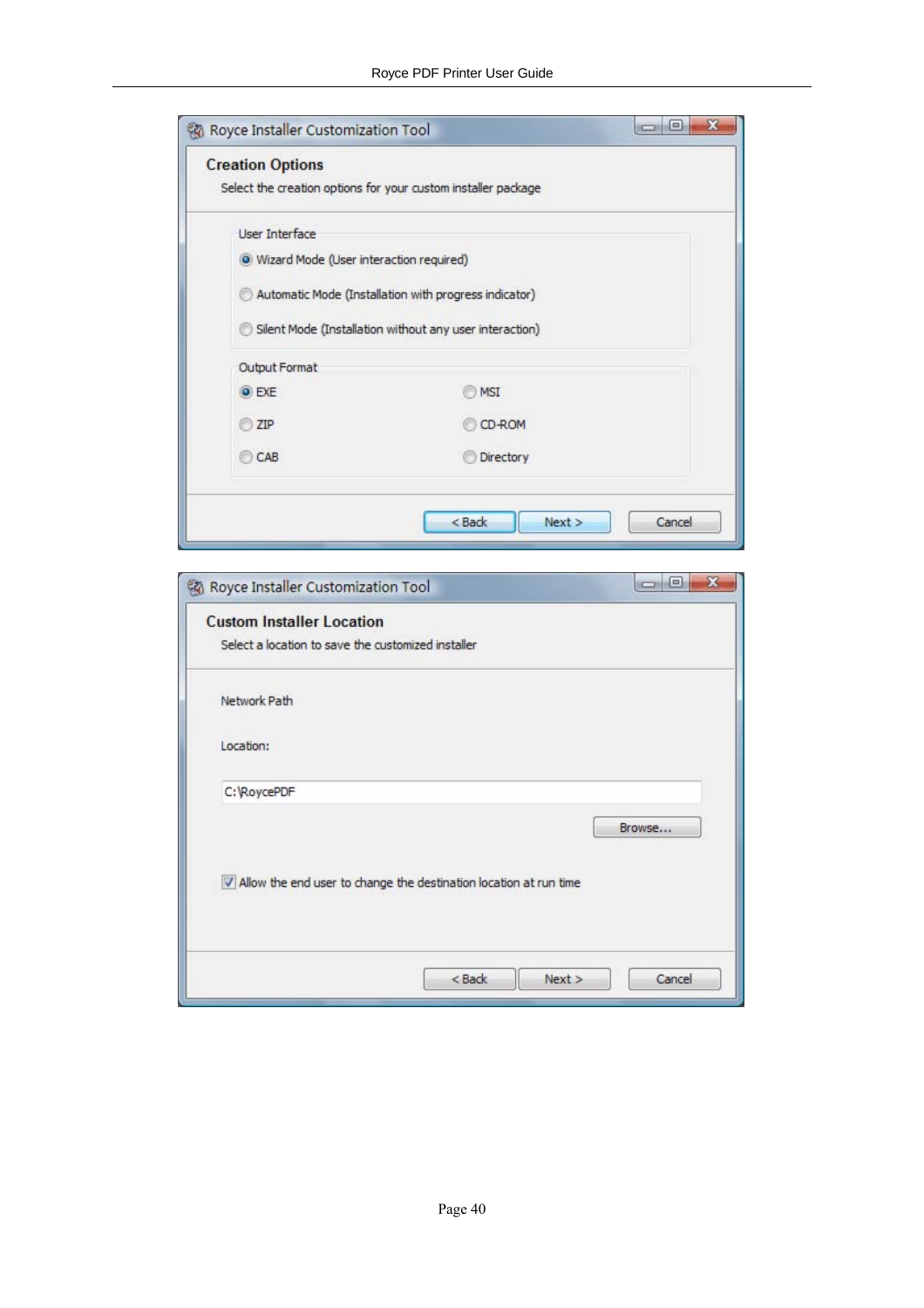Royce Installer Customization Tool

**Creation Options**

Select the creation options for your custom installer package

User Interface

- Wizard Mode (User interaction required)
- Automatic Mode (Installation with progress indicator)
- Silent Mode (Installation without any user interaction)

Output Format

- EXE
- MSI
- ZIP
- CD-ROM
- CAB
- Directory

< Back | Next > | Cancel

Royce Installer Customization Tool

**Custom Installer Location**

Select a location to save the customized installer

Network Path

Location:

C:\RoycePDF

Browse...

Allow the end user to change the destination location at run time

< Back | Next > | Cancel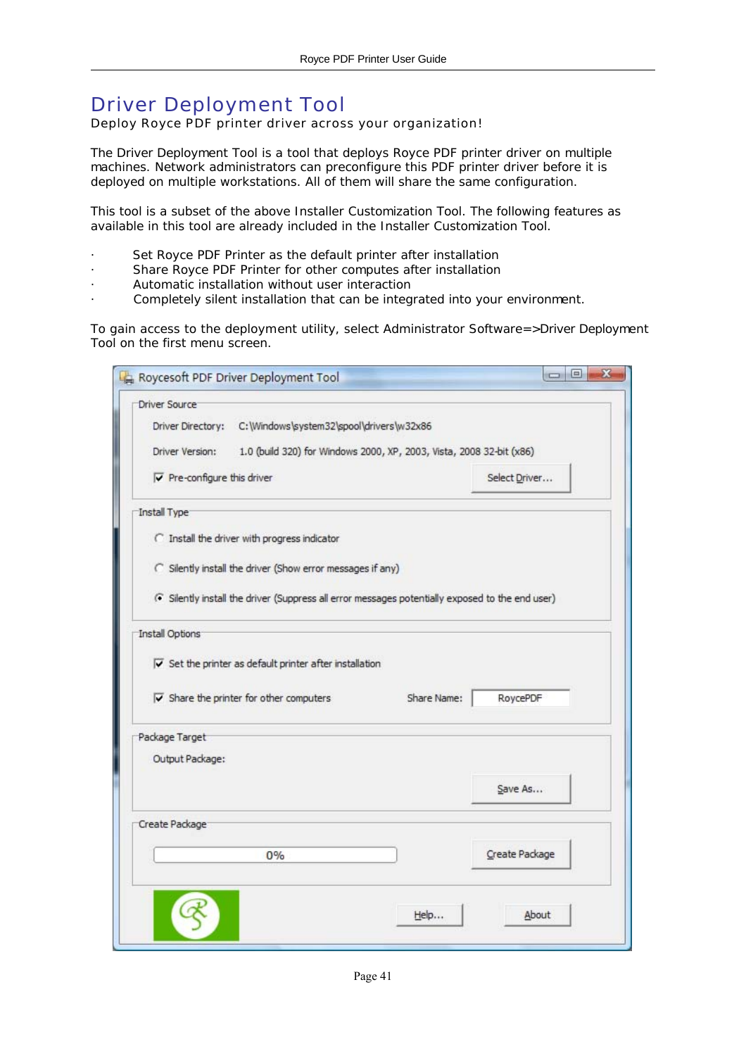# Driver Deployment Tool

Deploy Royce PDF printer driver across your organization!

The Driver Deployment Tool is a tool that deploys Royce PDF printer driver on multiple machines. Network administrators can preconfigure this PDF printer driver before it is deployed on multiple workstations. All of them will share the same configuration.

This tool is a subset of the above Installer Customization Tool. The following features as available in this tool are already included in the Installer Customization Tool.

- Set Royce PDF Printer as the default printer after installation
- Share Royce PDF Printer for other computes after installation
- Automatic installation without user interaction
- Completely silent installation that can be integrated into your environment.

To gain access to the deployment utility, select Administrator Software=>Driver Deployment Tool on the first menu screen.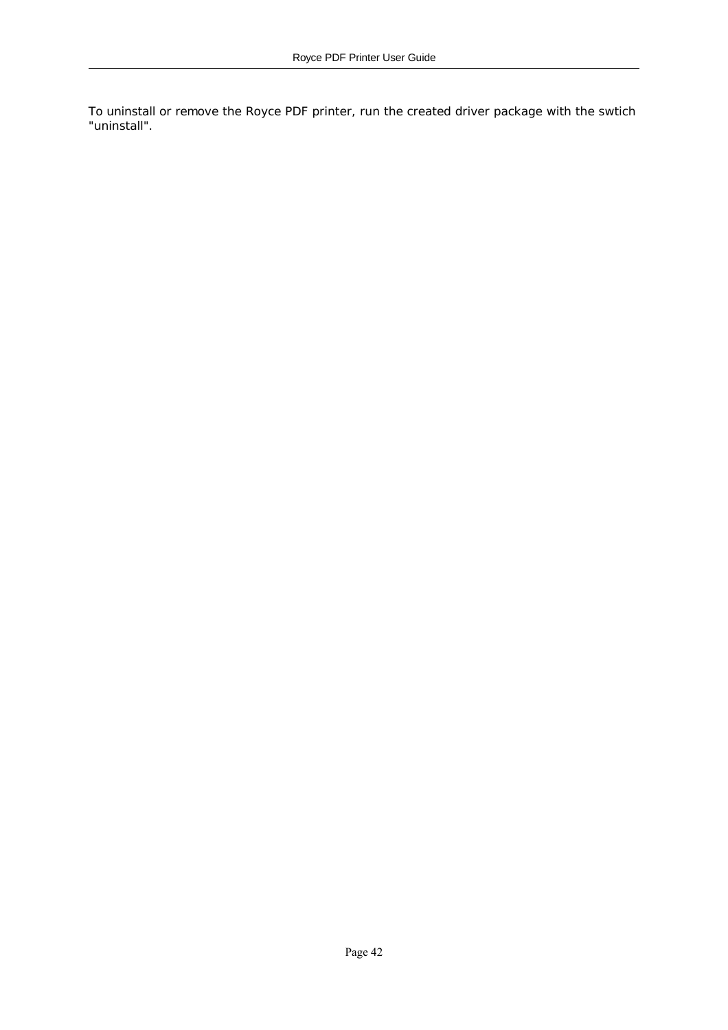To uninstall or remove the Royce PDF printer, run the created driver package with the swtich "uninstall".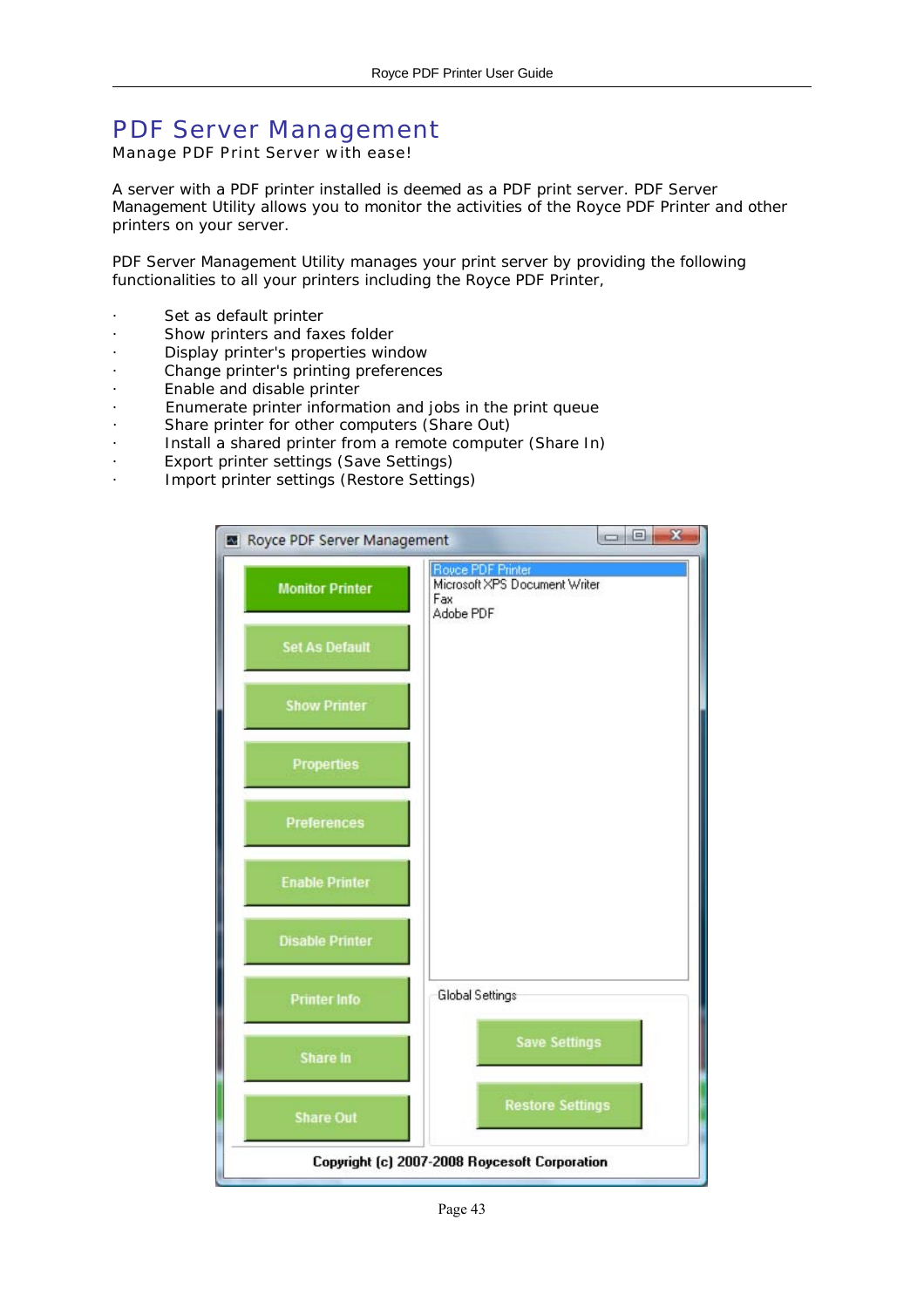# PDF Server Management

Manage PDF Print Server with ease!

A server with a PDF printer installed is deemed as a PDF print server. PDF Server Management Utility allows you to monitor the activities of the Royce PDF Printer and other printers on your server.

PDF Server Management Utility manages your print server by providing the following functionalities to all your printers including the Royce PDF Printer,

- Set as default printer
- Show printers and faxes folder
- Display printer's properties window
- Change printer's printing preferences
- Enable and disable printer
- Enumerate printer information and jobs in the print queue
- Share printer for other computers (Share Out)
- Install a shared printer from a remote computer (Share In)
- Export printer settings (Save Settings)
- Import printer settings (Restore Settings)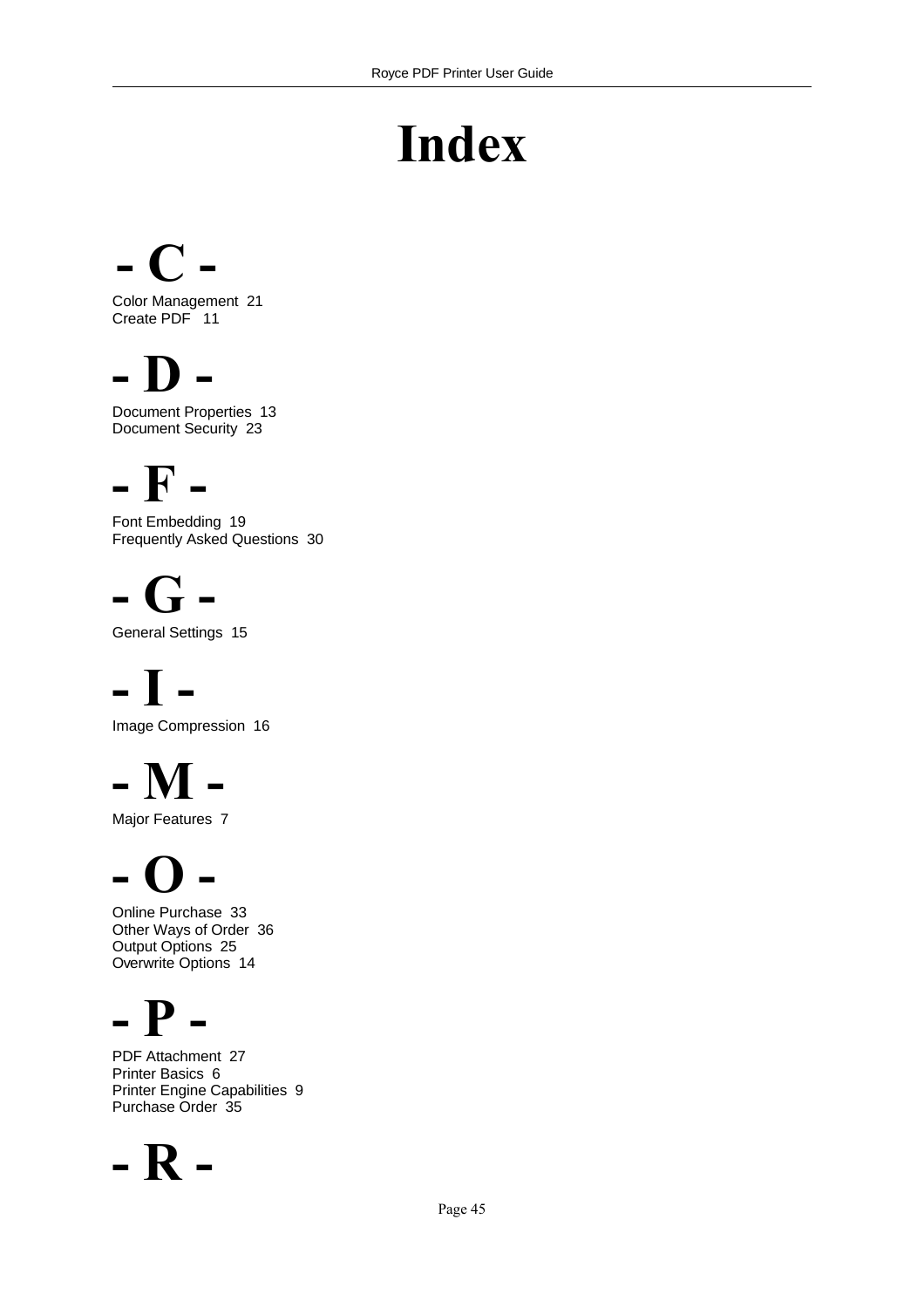# Index

## - C -

Color Management 21
Create PDF 11

## - D -

Document Properties 13
Document Security 23

## - F -

Font Embedding 19
Frequently Asked Questions 30

## - G -

General Settings 15

## - I -

Image Compression 16

## - M -

Major Features 7

## - O -

Online Purchase 33
Other Ways of Order 36
Output Options 25
Overwrite Options 14

## - P -

PDF Attachment 27
Printer Basics 6
Printer Engine Capabilities 9
Purchase Order 35

## - R -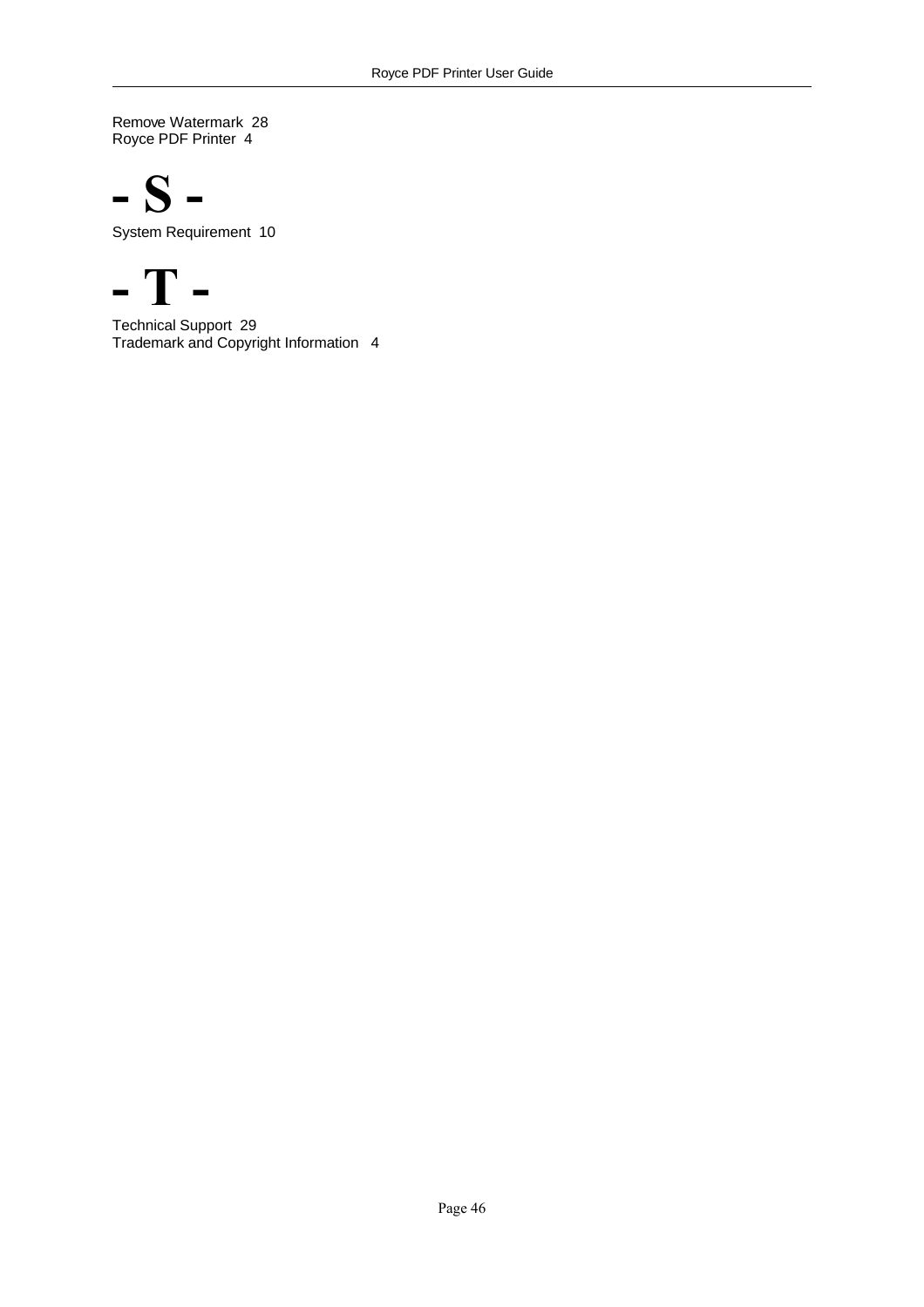Remove Watermark 28
Royce PDF Printer 4

# - S -

System Requirement 10

# - T -

Technical Support 29
Trademark and Copyright Information 4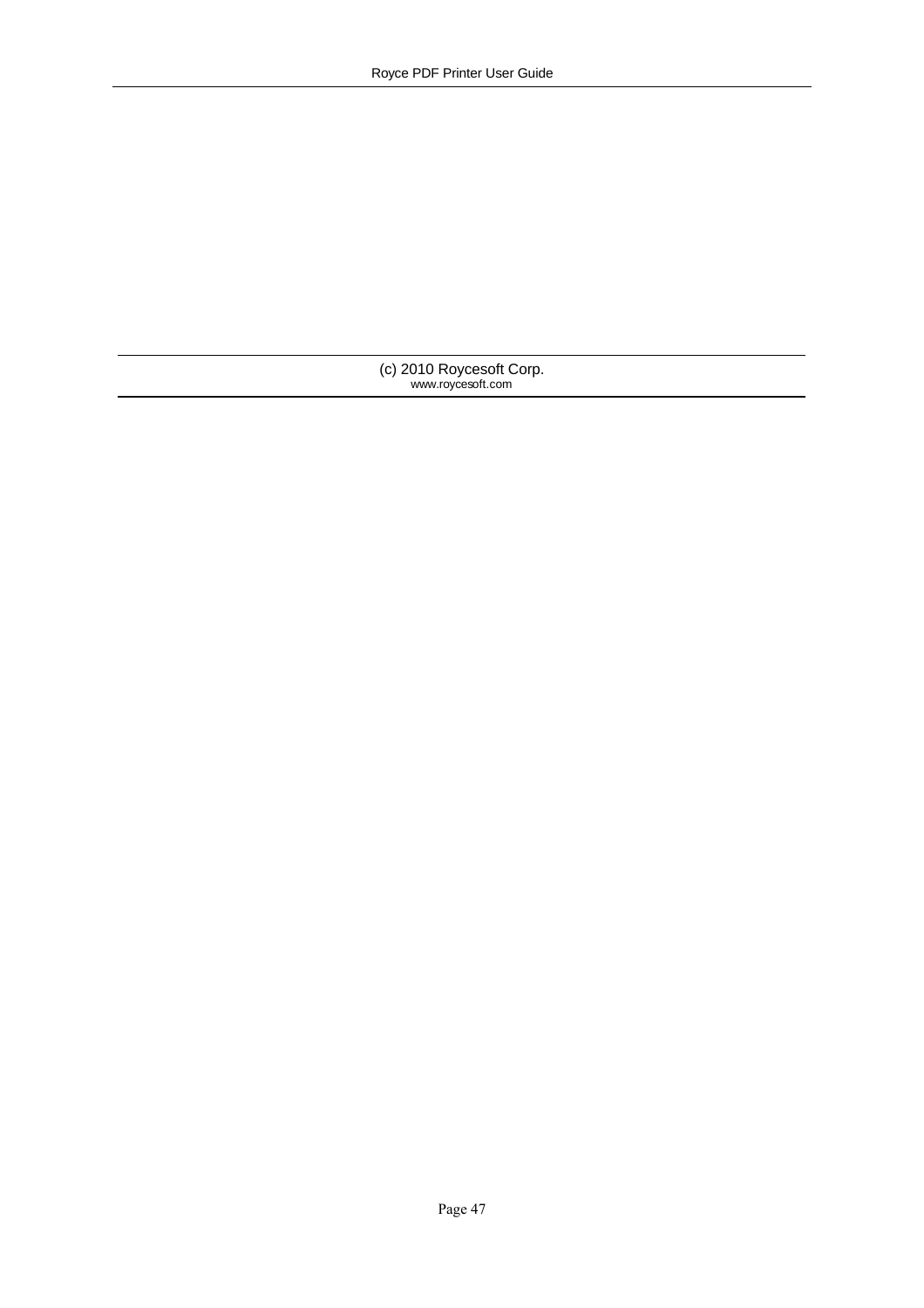(c) 2010 Roycesoft Corp.
www.roycesoft.com